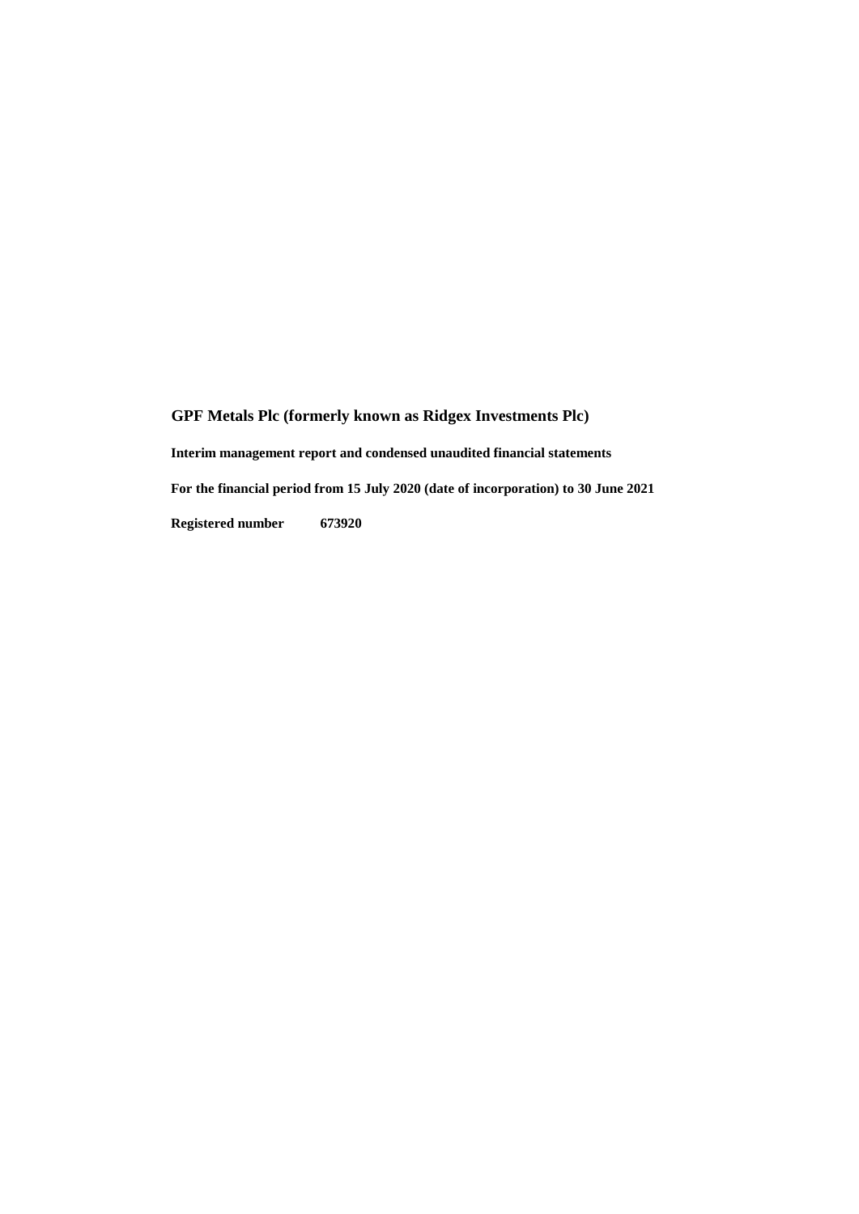# GPF Metals Plc (formerly known as Ridgex Investments Plc)

**Interim management report and condensed unaudited financial statements**

**For the financial period from 15 July 2020 (date of incorporation) to 30 June 2021**

**Registered number 673920**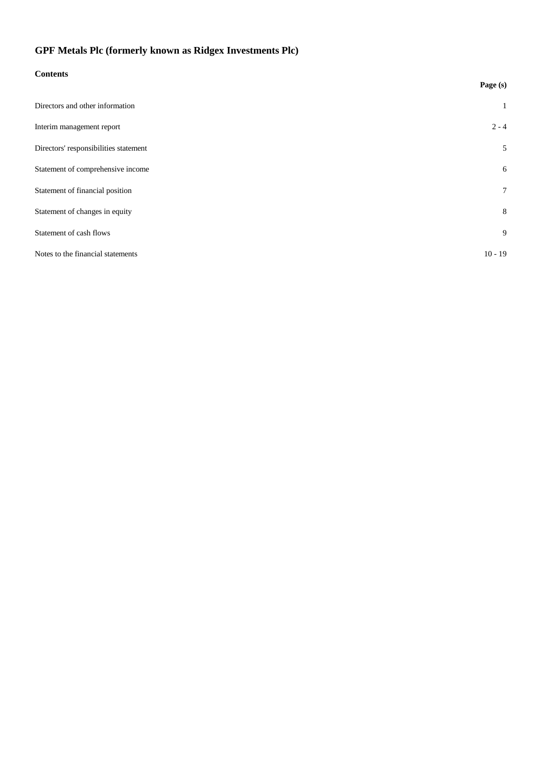# GPF Metals Plc (formerly known as Ridgex Investments Plc)

**Contents**

| | **Page (s)** |
|---|---|
| Directors and other information | 1 |
| Interim management report | 2 - 4 |
| Directors' responsibilities statement | 5 |
| Statement of comprehensive income | 6 |
| Statement of financial position | 7 |
| Statement of changes in equity | 8 |
| Statement of cash flows | 9 |
| Notes to the financial statements | 10 - 19 |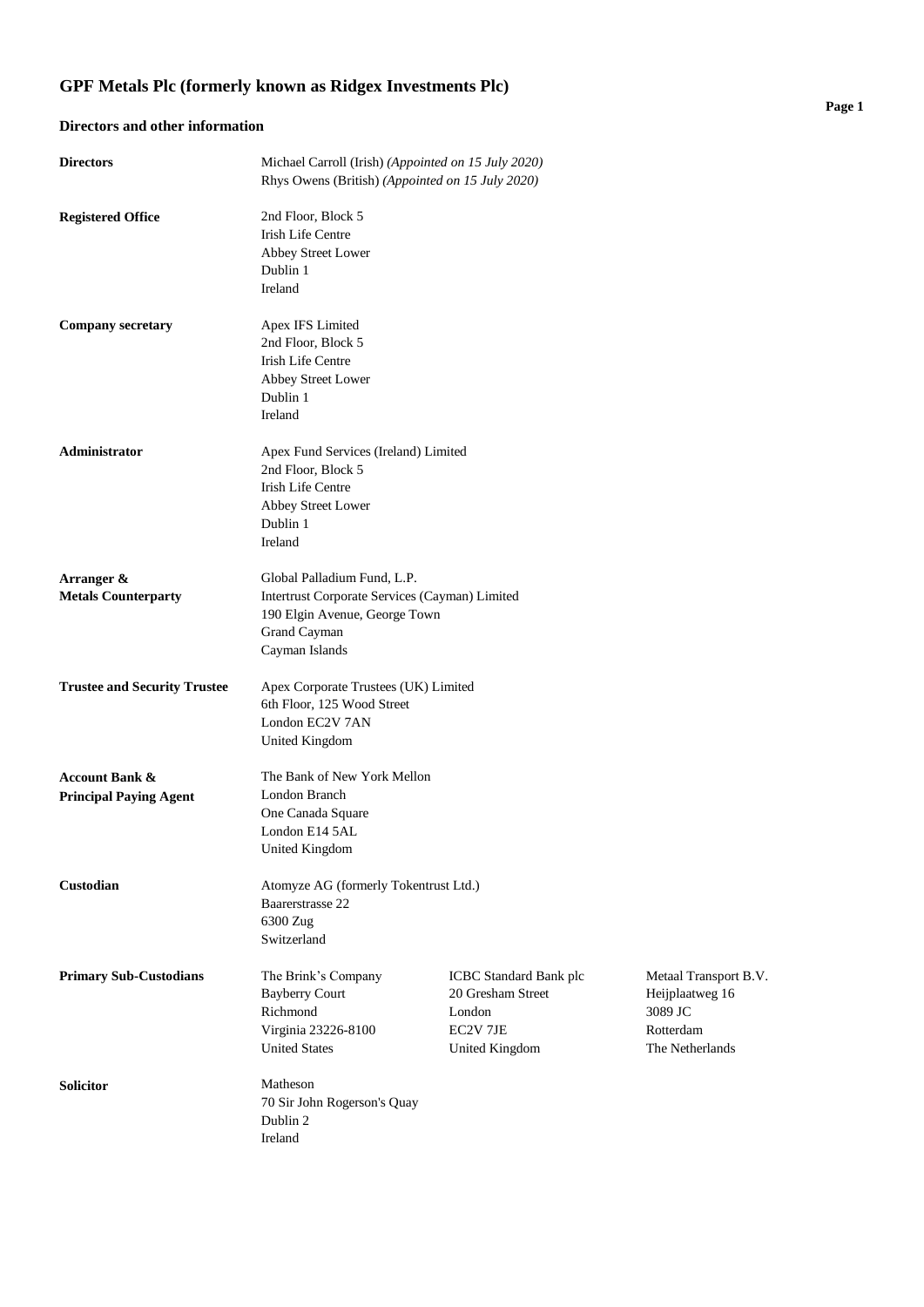# GPF Metals Plc (formerly known as Ridgex Investments Plc)

## Directors and other information

**Directors**
Michael Carroll (Irish) *(Appointed on 15 July 2020)*
Rhys Owens (British) *(Appointed on 15 July 2020)*

**Registered Office**
2nd Floor, Block 5
Irish Life Centre
Abbey Street Lower
Dublin 1
Ireland

**Company secretary**
Apex IFS Limited
2nd Floor, Block 5
Irish Life Centre
Abbey Street Lower
Dublin 1
Ireland

**Administrator**
Apex Fund Services (Ireland) Limited
2nd Floor, Block 5
Irish Life Centre
Abbey Street Lower
Dublin 1
Ireland

**Arranger & Metals Counterparty**
Global Palladium Fund, L.P.
Intertrust Corporate Services (Cayman) Limited
190 Elgin Avenue, George Town
Grand Cayman
Cayman Islands

**Trustee and Security Trustee**
Apex Corporate Trustees (UK) Limited
6th Floor, 125 Wood Street
London EC2V 7AN
United Kingdom

**Account Bank & Principal Paying Agent**
The Bank of New York Mellon
London Branch
One Canada Square
London E14 5AL
United Kingdom

**Custodian**
Atomyze AG (formerly Tokentrust Ltd.)
Baarerstrasse 22
6300 Zug
Switzerland

**Primary Sub-Custodians**

The Brink's Company
Bayberry Court
Richmond
Virginia 23226-8100
United States

ICBC Standard Bank plc
20 Gresham Street
London
EC2V 7JE
United Kingdom

Metaal Transport B.V.
Heijplaatweg 16
3089 JC
Rotterdam
The Netherlands

**Solicitor**
Matheson
70 Sir John Rogerson's Quay
Dublin 2
Ireland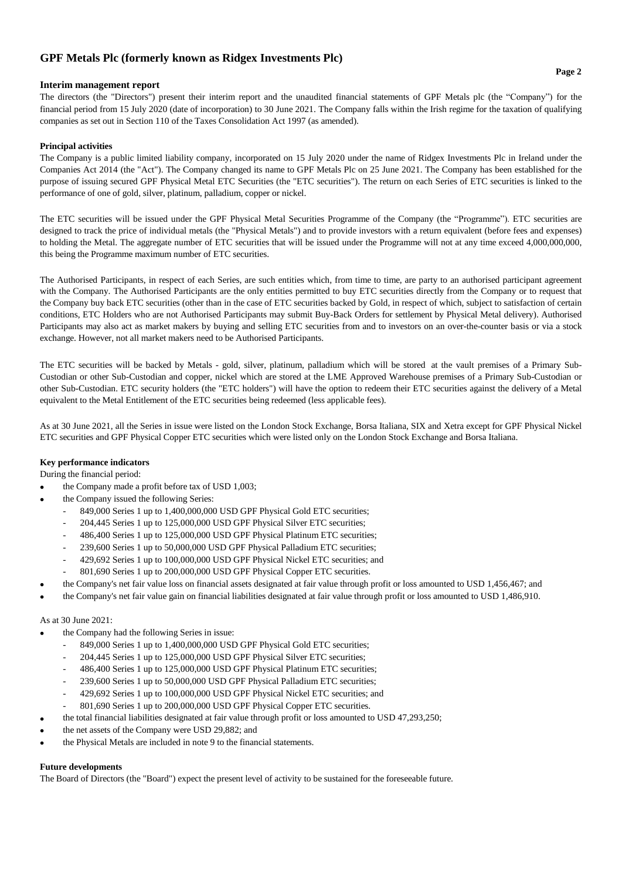# GPF Metals Plc (formerly known as Ridgex Investments Plc)

## Interim management report

The directors (the "Directors") present their interim report and the unaudited financial statements of GPF Metals plc (the "Company") for the financial period from 15 July 2020 (date of incorporation) to 30 June 2021. The Company falls within the Irish regime for the taxation of qualifying companies as set out in Section 110 of the Taxes Consolidation Act 1997 (as amended).

### Principal activities

The Company is a public limited liability company, incorporated on 15 July 2020 under the name of Ridgex Investments Plc in Ireland under the Companies Act 2014 (the "Act"). The Company changed its name to GPF Metals Plc on 25 June 2021. The Company has been established for the purpose of issuing secured GPF Physical Metal ETC Securities (the "ETC securities"). The return on each Series of ETC securities is linked to the performance of one of gold, silver, platinum, palladium, copper or nickel.

The ETC securities will be issued under the GPF Physical Metal Securities Programme of the Company (the "Programme"). ETC securities are designed to track the price of individual metals (the "Physical Metals") and to provide investors with a return equivalent (before fees and expenses) to holding the Metal. The aggregate number of ETC securities that will be issued under the Programme will not at any time exceed 4,000,000,000, this being the Programme maximum number of ETC securities.

The Authorised Participants, in respect of each Series, are such entities which, from time to time, are party to an authorised participant agreement with the Company. The Authorised Participants are the only entities permitted to buy ETC securities directly from the Company or to request that the Company buy back ETC securities (other than in the case of ETC securities backed by Gold, in respect of which, subject to satisfaction of certain conditions, ETC Holders who are not Authorised Participants may submit Buy-Back Orders for settlement by Physical Metal delivery). Authorised Participants may also act as market makers by buying and selling ETC securities from and to investors on an over-the-counter basis or via a stock exchange. However, not all market makers need to be Authorised Participants.

The ETC securities will be backed by Metals - gold, silver, platinum, palladium which will be stored at the vault premises of a Primary Sub-Custodian or other Sub-Custodian and copper, nickel which are stored at the LME Approved Warehouse premises of a Primary Sub-Custodian or other Sub-Custodian. ETC security holders (the "ETC holders") will have the option to redeem their ETC securities against the delivery of a Metal equivalent to the Metal Entitlement of the ETC securities being redeemed (less applicable fees).

As at 30 June 2021, all the Series in issue were listed on the London Stock Exchange, Borsa Italiana, SIX and Xetra except for GPF Physical Nickel ETC securities and GPF Physical Copper ETC securities which were listed only on the London Stock Exchange and Borsa Italiana.

### Key performance indicators

During the financial period:

- the Company made a profit before tax of USD 1,003;
- the Company issued the following Series:
  - 849,000 Series 1 up to 1,400,000,000 USD GPF Physical Gold ETC securities;
  - 204,445 Series 1 up to 125,000,000 USD GPF Physical Silver ETC securities;
  - 486,400 Series 1 up to 125,000,000 USD GPF Physical Platinum ETC securities;
  - 239,600 Series 1 up to 50,000,000 USD GPF Physical Palladium ETC securities;
  - 429,692 Series 1 up to 100,000,000 USD GPF Physical Nickel ETC securities; and
  - 801,690 Series 1 up to 200,000,000 USD GPF Physical Copper ETC securities.
- the Company's net fair value loss on financial assets designated at fair value through profit or loss amounted to USD 1,456,467; and
- the Company's net fair value gain on financial liabilities designated at fair value through profit or loss amounted to USD 1,486,910.

As at 30 June 2021:

- the Company had the following Series in issue:
  - 849,000 Series 1 up to 1,400,000,000 USD GPF Physical Gold ETC securities;
  - 204,445 Series 1 up to 125,000,000 USD GPF Physical Silver ETC securities;
  - 486,400 Series 1 up to 125,000,000 USD GPF Physical Platinum ETC securities;
  - 239,600 Series 1 up to 50,000,000 USD GPF Physical Palladium ETC securities;
  - 429,692 Series 1 up to 100,000,000 USD GPF Physical Nickel ETC securities; and
  - 801,690 Series 1 up to 200,000,000 USD GPF Physical Copper ETC securities.
- the total financial liabilities designated at fair value through profit or loss amounted to USD 47,293,250;
- the net assets of the Company were USD 29,882; and
- the Physical Metals are included in note 9 to the financial statements.

### Future developments

The Board of Directors (the "Board") expect the present level of activity to be sustained for the foreseeable future.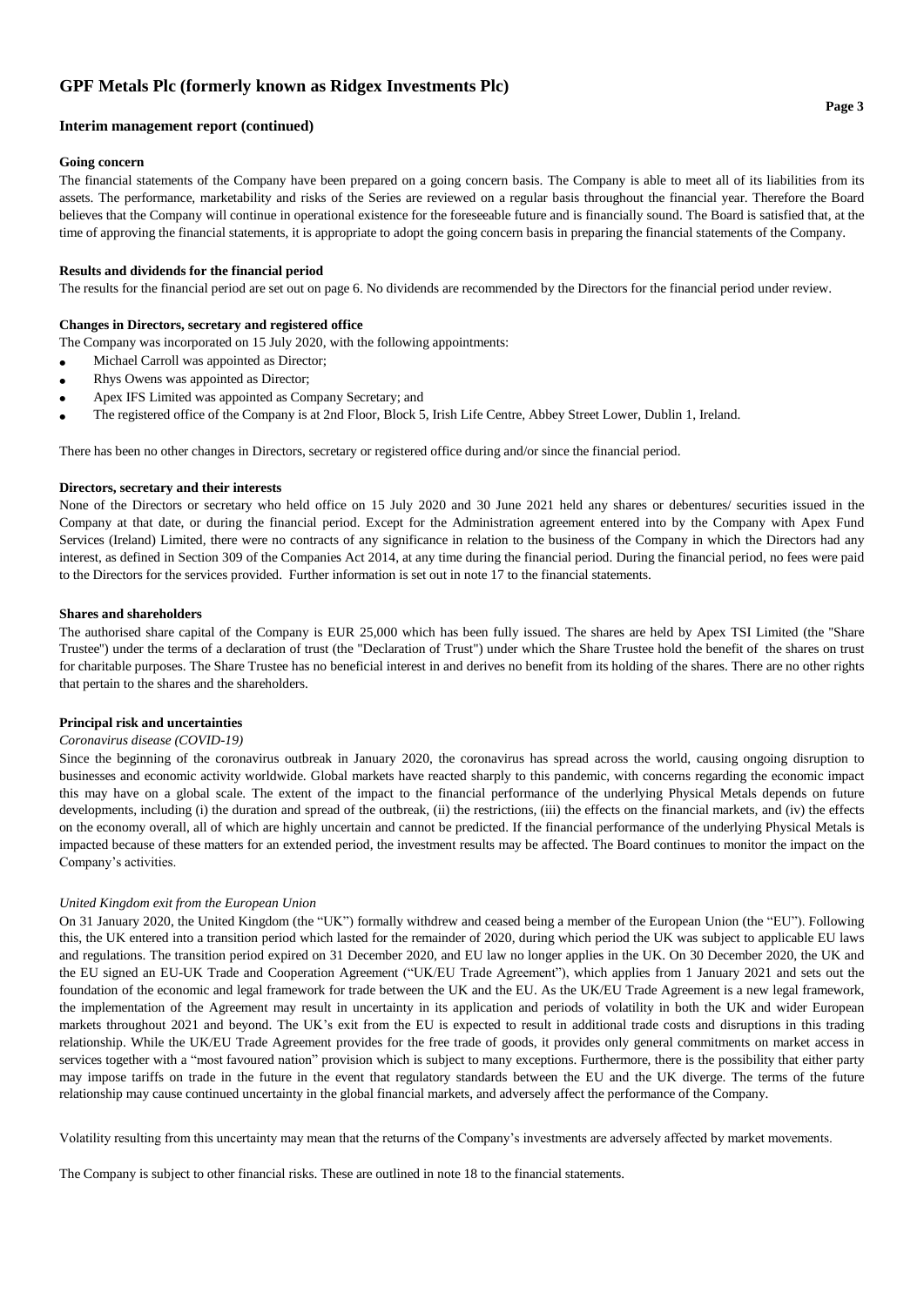# GPF Metals Plc (formerly known as Ridgex Investments Plc)

## Interim management report (continued)

### Going concern

The financial statements of the Company have been prepared on a going concern basis. The Company is able to meet all of its liabilities from its assets. The performance, marketability and risks of the Series are reviewed on a regular basis throughout the financial year. Therefore the Board believes that the Company will continue in operational existence for the foreseeable future and is financially sound. The Board is satisfied that, at the time of approving the financial statements, it is appropriate to adopt the going concern basis in preparing the financial statements of the Company.

### Results and dividends for the financial period

The results for the financial period are set out on page 6. No dividends are recommended by the Directors for the financial period under review.

### Changes in Directors, secretary and registered office

The Company was incorporated on 15 July 2020, with the following appointments:

- Michael Carroll was appointed as Director;
- Rhys Owens was appointed as Director;
- Apex IFS Limited was appointed as Company Secretary; and
- The registered office of the Company is at 2nd Floor, Block 5, Irish Life Centre, Abbey Street Lower, Dublin 1, Ireland.

There has been no other changes in Directors, secretary or registered office during and/or since the financial period.

### Directors, secretary and their interests

None of the Directors or secretary who held office on 15 July 2020 and 30 June 2021 held any shares or debentures/ securities issued in the Company at that date, or during the financial period. Except for the Administration agreement entered into by the Company with Apex Fund Services (Ireland) Limited, there were no contracts of any significance in relation to the business of the Company in which the Directors had any interest, as defined in Section 309 of the Companies Act 2014, at any time during the financial period. During the financial period, no fees were paid to the Directors for the services provided. Further information is set out in note 17 to the financial statements.

### Shares and shareholders

The authorised share capital of the Company is EUR 25,000 which has been fully issued. The shares are held by Apex TSI Limited (the "Share Trustee") under the terms of a declaration of trust (the "Declaration of Trust") under which the Share Trustee hold the benefit of the shares on trust for charitable purposes. The Share Trustee has no beneficial interest in and derives no benefit from its holding of the shares. There are no other rights that pertain to the shares and the shareholders.

### Principal risk and uncertainties

*Coronavirus disease (COVID-19)*

Since the beginning of the coronavirus outbreak in January 2020, the coronavirus has spread across the world, causing ongoing disruption to businesses and economic activity worldwide. Global markets have reacted sharply to this pandemic, with concerns regarding the economic impact this may have on a global scale. The extent of the impact to the financial performance of the underlying Physical Metals depends on future developments, including (i) the duration and spread of the outbreak, (ii) the restrictions, (iii) the effects on the financial markets, and (iv) the effects on the economy overall, all of which are highly uncertain and cannot be predicted. If the financial performance of the underlying Physical Metals is impacted because of these matters for an extended period, the investment results may be affected. The Board continues to monitor the impact on the Company's activities.

*United Kingdom exit from the European Union*

On 31 January 2020, the United Kingdom (the "UK") formally withdrew and ceased being a member of the European Union (the "EU"). Following this, the UK entered into a transition period which lasted for the remainder of 2020, during which period the UK was subject to applicable EU laws and regulations. The transition period expired on 31 December 2020, and EU law no longer applies in the UK. On 30 December 2020, the UK and the EU signed an EU-UK Trade and Cooperation Agreement ("UK/EU Trade Agreement"), which applies from 1 January 2021 and sets out the foundation of the economic and legal framework for trade between the UK and the EU. As the UK/EU Trade Agreement is a new legal framework, the implementation of the Agreement may result in uncertainty in its application and periods of volatility in both the UK and wider European markets throughout 2021 and beyond. The UK's exit from the EU is expected to result in additional trade costs and disruptions in this trading relationship. While the UK/EU Trade Agreement provides for the free trade of goods, it provides only general commitments on market access in services together with a "most favoured nation" provision which is subject to many exceptions. Furthermore, there is the possibility that either party may impose tariffs on trade in the future in the event that regulatory standards between the EU and the UK diverge. The terms of the future relationship may cause continued uncertainty in the global financial markets, and adversely affect the performance of the Company.

Volatility resulting from this uncertainty may mean that the returns of the Company's investments are adversely affected by market movements.

The Company is subject to other financial risks. These are outlined in note 18 to the financial statements.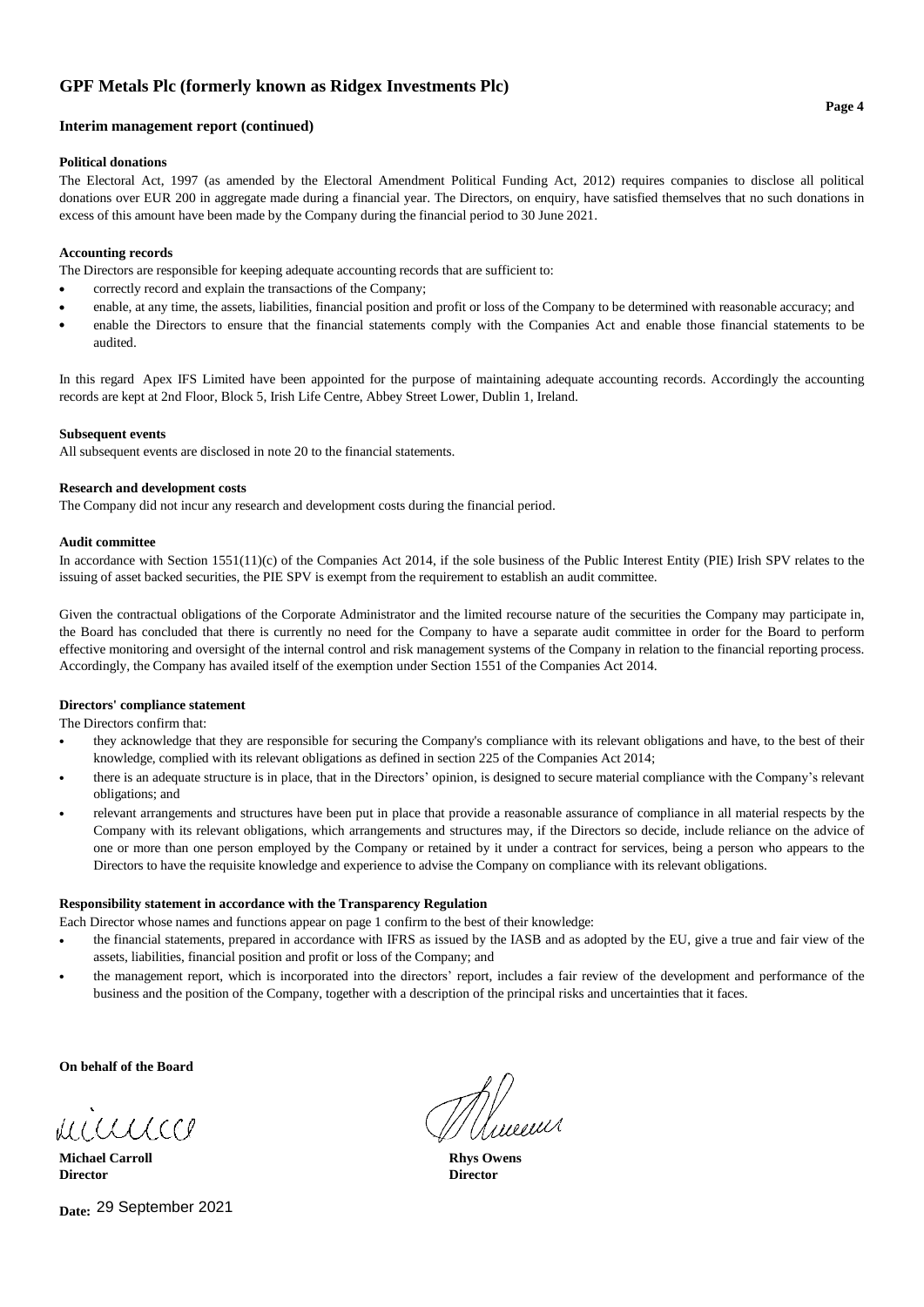# GPF Metals Plc (formerly known as Ridgex Investments Plc)

## Interim management report (continued)

### Political donations

The Electoral Act, 1997 (as amended by the Electoral Amendment Political Funding Act, 2012) requires companies to disclose all political donations over EUR 200 in aggregate made during a financial year. The Directors, on enquiry, have satisfied themselves that no such donations in excess of this amount have been made by the Company during the financial period to 30 June 2021.

### Accounting records

The Directors are responsible for keeping adequate accounting records that are sufficient to:

- correctly record and explain the transactions of the Company;
- enable, at any time, the assets, liabilities, financial position and profit or loss of the Company to be determined with reasonable accuracy; and
- enable the Directors to ensure that the financial statements comply with the Companies Act and enable those financial statements to be audited.

In this regard Apex IFS Limited have been appointed for the purpose of maintaining adequate accounting records. Accordingly the accounting records are kept at 2nd Floor, Block 5, Irish Life Centre, Abbey Street Lower, Dublin 1, Ireland.

### Subsequent events

All subsequent events are disclosed in note 20 to the financial statements.

### Research and development costs

The Company did not incur any research and development costs during the financial period.

### Audit committee

In accordance with Section 1551(11)(c) of the Companies Act 2014, if the sole business of the Public Interest Entity (PIE) Irish SPV relates to the issuing of asset backed securities, the PIE SPV is exempt from the requirement to establish an audit committee.

Given the contractual obligations of the Corporate Administrator and the limited recourse nature of the securities the Company may participate in, the Board has concluded that there is currently no need for the Company to have a separate audit committee in order for the Board to perform effective monitoring and oversight of the internal control and risk management systems of the Company in relation to the financial reporting process. Accordingly, the Company has availed itself of the exemption under Section 1551 of the Companies Act 2014.

### Directors' compliance statement

The Directors confirm that:

- they acknowledge that they are responsible for securing the Company's compliance with its relevant obligations and have, to the best of their knowledge, complied with its relevant obligations as defined in section 225 of the Companies Act 2014;
- there is an adequate structure is in place, that in the Directors' opinion, is designed to secure material compliance with the Company's relevant obligations; and
- relevant arrangements and structures have been put in place that provide a reasonable assurance of compliance in all material respects by the Company with its relevant obligations, which arrangements and structures may, if the Directors so decide, include reliance on the advice of one or more than one person employed by the Company or retained by it under a contract for services, being a person who appears to the Directors to have the requisite knowledge and experience to advise the Company on compliance with its relevant obligations.

### Responsibility statement in accordance with the Transparency Regulation

Each Director whose names and functions appear on page 1 confirm to the best of their knowledge:

- the financial statements, prepared in accordance with IFRS as issued by the IASB and as adopted by the EU, give a true and fair view of the assets, liabilities, financial position and profit or loss of the Company; and
- the management report, which is incorporated into the directors' report, includes a fair review of the development and performance of the business and the position of the Company, together with a description of the principal risks and uncertainties that it faces.

**On behalf of the Board**

| | |
|---|---|
| **Michael Carroll** | **Rhys Owens** |
| **Director** | **Director** |

**Date:** 29 September 2021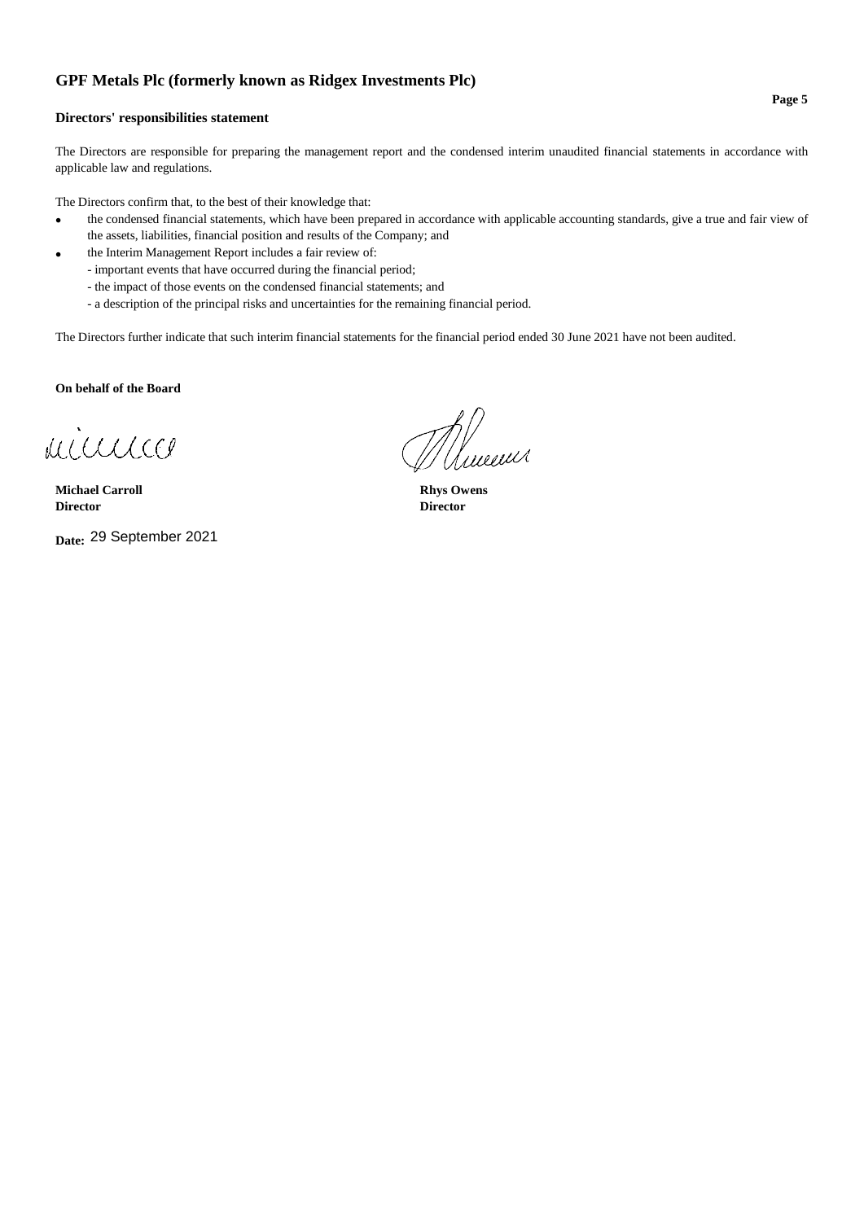# GPF Metals Plc (formerly known as Ridgex Investments Plc)

## Directors' responsibilities statement

The Directors are responsible for preparing the management report and the condensed interim unaudited financial statements in accordance with applicable law and regulations.

The Directors confirm that, to the best of their knowledge that:

- the condensed financial statements, which have been prepared in accordance with applicable accounting standards, give a true and fair view of the assets, liabilities, financial position and results of the Company; and
- the Interim Management Report includes a fair review of:
  - important events that have occurred during the financial period;
  - the impact of those events on the condensed financial statements; and
  - a description of the principal risks and uncertainties for the remaining financial period.

The Directors further indicate that such interim financial statements for the financial period ended 30 June 2021 have not been audited.

**On behalf of the Board**

| | |
|---|---|
| **Michael Carroll** | **Rhys Owens** |
| **Director** | **Director** |

**Date:** 29 September 2021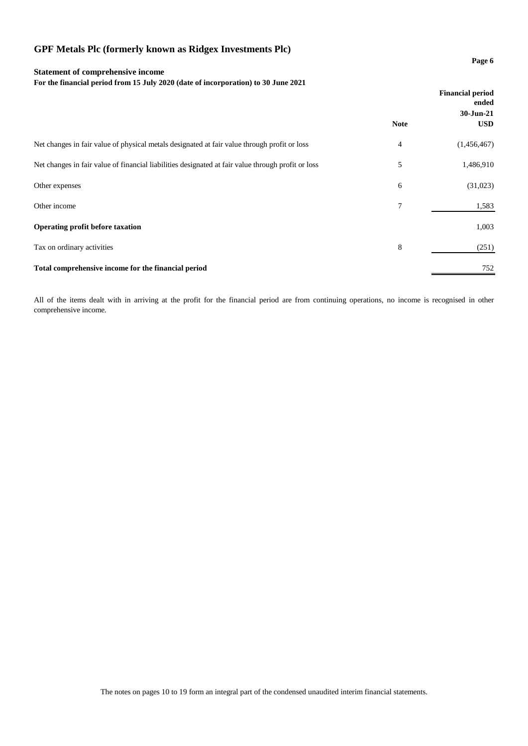# GPF Metals Plc (formerly known as Ridgex Investments Plc)

### Statement of comprehensive income

**For the financial period from 15 July 2020 (date of incorporation) to 30 June 2021**

| | Note | Financial period ended 30-Jun-21 USD |
|---|---|---|
| Net changes in fair value of physical metals designated at fair value through profit or loss | 4 | (1,456,467) |
| Net changes in fair value of financial liabilities designated at fair value through profit or loss | 5 | 1,486,910 |
| Other expenses | 6 | (31,023) |
| Other income | 7 | 1,583 |
| **Operating profit before taxation** | | 1,003 |
| Tax on ordinary activities | 8 | (251) |
| **Total comprehensive income for the financial period** | | 752 |

All of the items dealt with in arriving at the profit for the financial period are from continuing operations, no income is recognised in other comprehensive income.

The notes on pages 10 to 19 form an integral part of the condensed unaudited interim financial statements.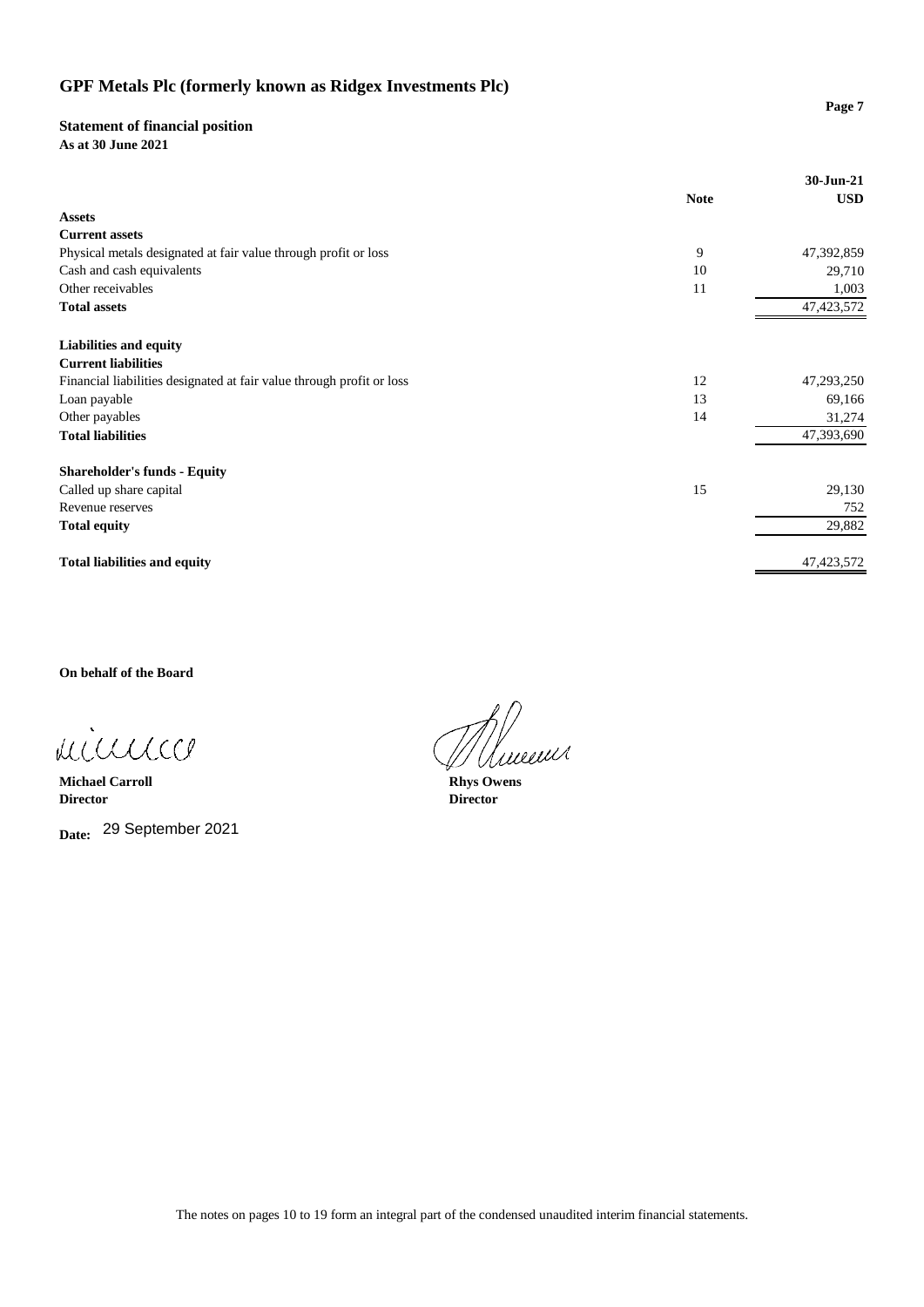# GPF Metals Plc (formerly known as Ridgex Investments Plc)

## Statement of financial position

**As at 30 June 2021**

| | Note | 30-Jun-21 USD |
|---|---|---|
| **Assets** | | |
| **Current assets** | | |
| Physical metals designated at fair value through profit or loss | 9 | 47,392,859 |
| Cash and cash equivalents | 10 | 29,710 |
| Other receivables | 11 | 1,003 |
| **Total assets** | | 47,423,572 |
| | | |
| **Liabilities and equity** | | |
| **Current liabilities** | | |
| Financial liabilities designated at fair value through profit or loss | 12 | 47,293,250 |
| Loan payable | 13 | 69,166 |
| Other payables | 14 | 31,274 |
| **Total liabilities** | | 47,393,690 |
| | | |
| **Shareholder's funds - Equity** | | |
| Called up share capital | 15 | 29,130 |
| Revenue reserves | | 752 |
| **Total equity** | | 29,882 |
| | | |
| **Total liabilities and equity** | | 47,423,572 |

**On behalf of the Board**

**Michael Carroll**
**Director**

**Rhys Owens**
**Director**

**Date:** 29 September 2021

The notes on pages 10 to 19 form an integral part of the condensed unaudited interim financial statements.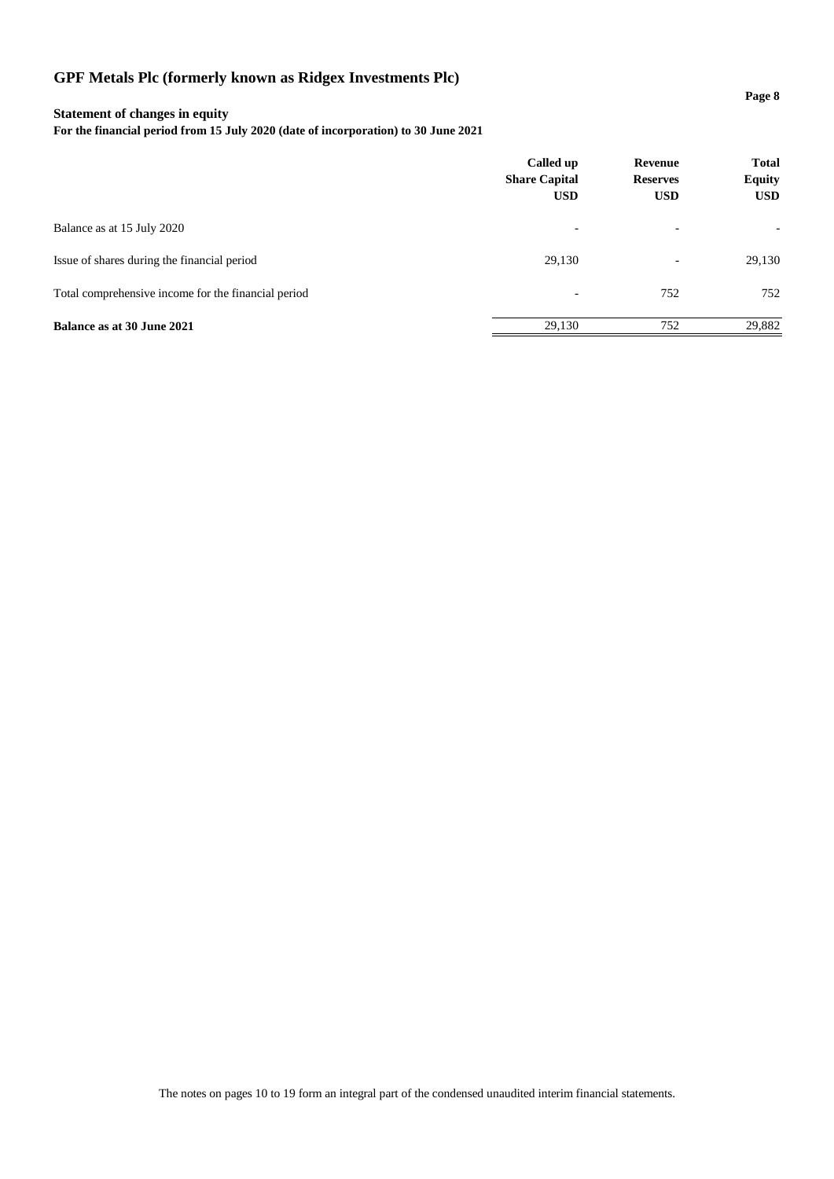# GPF Metals Plc (formerly known as Ridgex Investments Plc)

## Statement of changes in equity

**For the financial period from 15 July 2020 (date of incorporation) to 30 June 2021**

| | Called up Share Capital USD | Revenue Reserves USD | Total Equity USD |
|---|---|---|---|
| Balance as at 15 July 2020 | - | - | - |
| Issue of shares during the financial period | 29,130 | - | 29,130 |
| Total comprehensive income for the financial period | - | 752 | 752 |
| **Balance as at 30 June 2021** | 29,130 | 752 | 29,882 |

The notes on pages 10 to 19 form an integral part of the condensed unaudited interim financial statements.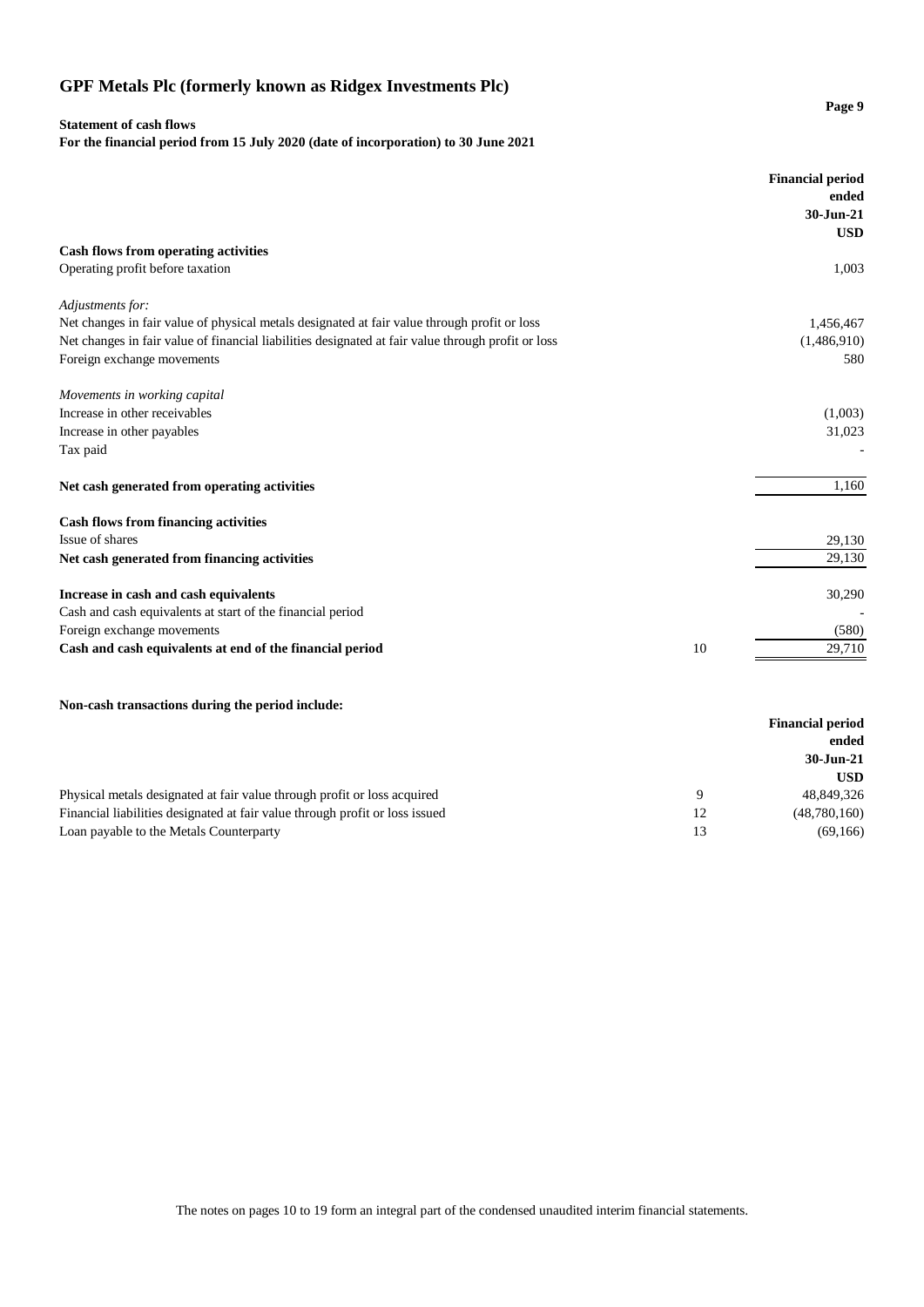# GPF Metals Plc (formerly known as Ridgex Investments Plc)

**Statement of cash flows**
**For the financial period from 15 July 2020 (date of incorporation) to 30 June 2021**

| | | **Financial period ended 30-Jun-21 USD** |
|---|---|---|
| **Cash flows from operating activities** | | |
| Operating profit before taxation | | 1,003 |
| | | |
| *Adjustments for:* | | |
| Net changes in fair value of physical metals designated at fair value through profit or loss | | 1,456,467 |
| Net changes in fair value of financial liabilities designated at fair value through profit or loss | | (1,486,910) |
| Foreign exchange movements | | 580 |
| | | |
| *Movements in working capital* | | |
| Increase in other receivables | | (1,003) |
| Increase in other payables | | 31,023 |
| Tax paid | | - |
| | | |
| **Net cash generated from operating activities** | | 1,160 |
| | | |
| **Cash flows from financing activities** | | |
| Issue of shares | | 29,130 |
| **Net cash generated from financing activities** | | 29,130 |
| | | |
| **Increase in cash and cash equivalents** | | 30,290 |
| Cash and cash equivalents at start of the financial period | | - |
| Foreign exchange movements | | (580) |
| **Cash and cash equivalents at end of the financial period** | 10 | 29,710 |

**Non-cash transactions during the period include:**

| | | **Financial period ended 30-Jun-21 USD** |
|---|---|---|
| Physical metals designated at fair value through profit or loss acquired | 9 | 48,849,326 |
| Financial liabilities designated at fair value through profit or loss issued | 12 | (48,780,160) |
| Loan payable to the Metals Counterparty | 13 | (69,166) |

The notes on pages 10 to 19 form an integral part of the condensed unaudited interim financial statements.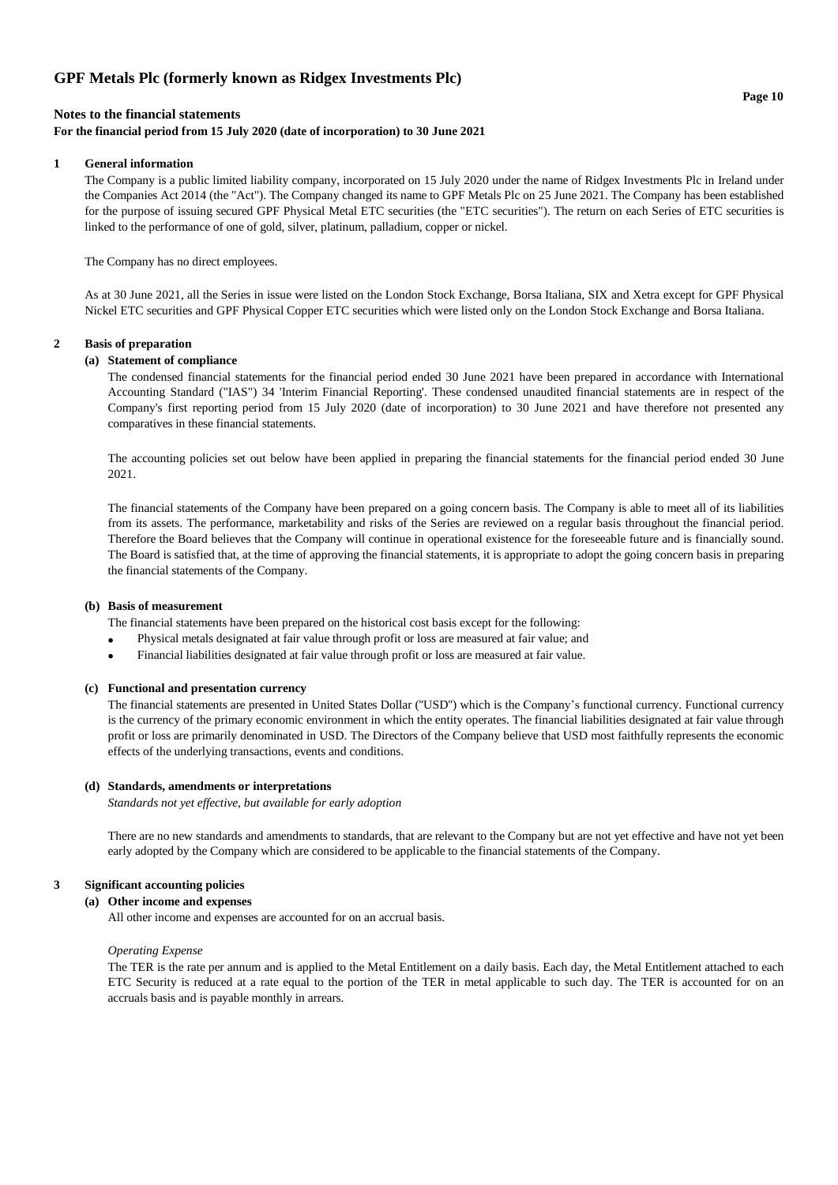# GPF Metals Plc (formerly known as Ridgex Investments Plc)

## Notes to the financial statements

**For the financial period from 15 July 2020 (date of incorporation) to 30 June 2021**

### 1 General information

The Company is a public limited liability company, incorporated on 15 July 2020 under the name of Ridgex Investments Plc in Ireland under the Companies Act 2014 (the "Act"). The Company changed its name to GPF Metals Plc on 25 June 2021. The Company has been established for the purpose of issuing secured GPF Physical Metal ETC securities (the "ETC securities"). The return on each Series of ETC securities is linked to the performance of one of gold, silver, platinum, palladium, copper or nickel.

The Company has no direct employees.

As at 30 June 2021, all the Series in issue were listed on the London Stock Exchange, Borsa Italiana, SIX and Xetra except for GPF Physical Nickel ETC securities and GPF Physical Copper ETC securities which were listed only on the London Stock Exchange and Borsa Italiana.

### 2 Basis of preparation

#### (a) Statement of compliance

The condensed financial statements for the financial period ended 30 June 2021 have been prepared in accordance with International Accounting Standard ("IAS") 34 'Interim Financial Reporting'. These condensed unaudited financial statements are in respect of the Company's first reporting period from 15 July 2020 (date of incorporation) to 30 June 2021 and have therefore not presented any comparatives in these financial statements.

The accounting policies set out below have been applied in preparing the financial statements for the financial period ended 30 June 2021.

The financial statements of the Company have been prepared on a going concern basis. The Company is able to meet all of its liabilities from its assets. The performance, marketability and risks of the Series are reviewed on a regular basis throughout the financial period. Therefore the Board believes that the Company will continue in operational existence for the foreseeable future and is financially sound. The Board is satisfied that, at the time of approving the financial statements, it is appropriate to adopt the going concern basis in preparing the financial statements of the Company.

#### (b) Basis of measurement

The financial statements have been prepared on the historical cost basis except for the following:

- Physical metals designated at fair value through profit or loss are measured at fair value; and
- Financial liabilities designated at fair value through profit or loss are measured at fair value.

#### (c) Functional and presentation currency

The financial statements are presented in United States Dollar ("USD") which is the Company's functional currency. Functional currency is the currency of the primary economic environment in which the entity operates. The financial liabilities designated at fair value through profit or loss are primarily denominated in USD. The Directors of the Company believe that USD most faithfully represents the economic effects of the underlying transactions, events and conditions.

#### (d) Standards, amendments or interpretations

*Standards not yet effective, but available for early adoption*

There are no new standards and amendments to standards, that are relevant to the Company but are not yet effective and have not yet been early adopted by the Company which are considered to be applicable to the financial statements of the Company.

### 3 Significant accounting policies

#### (a) Other income and expenses

All other income and expenses are accounted for on an accrual basis.

*Operating Expense*

The TER is the rate per annum and is applied to the Metal Entitlement on a daily basis. Each day, the Metal Entitlement attached to each ETC Security is reduced at a rate equal to the portion of the TER in metal applicable to such day. The TER is accounted for on an accruals basis and is payable monthly in arrears.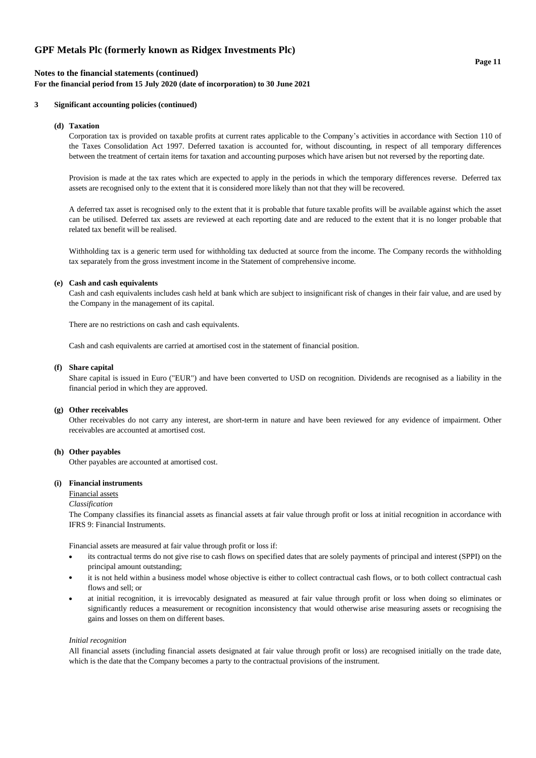## Notes to the financial statements (continued)

**For the financial period from 15 July 2020 (date of incorporation) to 30 June 2021**

### 3 Significant accounting policies (continued)

#### (d) Taxation

Corporation tax is provided on taxable profits at current rates applicable to the Company's activities in accordance with Section 110 of the Taxes Consolidation Act 1997. Deferred taxation is accounted for, without discounting, in respect of all temporary differences between the treatment of certain items for taxation and accounting purposes which have arisen but not reversed by the reporting date.

Provision is made at the tax rates which are expected to apply in the periods in which the temporary differences reverse. Deferred tax assets are recognised only to the extent that it is considered more likely than not that they will be recovered.

A deferred tax asset is recognised only to the extent that it is probable that future taxable profits will be available against which the asset can be utilised. Deferred tax assets are reviewed at each reporting date and are reduced to the extent that it is no longer probable that related tax benefit will be realised.

Withholding tax is a generic term used for withholding tax deducted at source from the income. The Company records the withholding tax separately from the gross investment income in the Statement of comprehensive income.

#### (e) Cash and cash equivalents

Cash and cash equivalents includes cash held at bank which are subject to insignificant risk of changes in their fair value, and are used by the Company in the management of its capital.

There are no restrictions on cash and cash equivalents.

Cash and cash equivalents are carried at amortised cost in the statement of financial position.

#### (f) Share capital

Share capital is issued in Euro ("EUR") and have been converted to USD on recognition. Dividends are recognised as a liability in the financial period in which they are approved.

#### (g) Other receivables

Other receivables do not carry any interest, are short-term in nature and have been reviewed for any evidence of impairment. Other receivables are accounted at amortised cost.

#### (h) Other payables

Other payables are accounted at amortised cost.

#### (i) Financial instruments

Financial assets

*Classification*

The Company classifies its financial assets as financial assets at fair value through profit or loss at initial recognition in accordance with IFRS 9: Financial Instruments.

Financial assets are measured at fair value through profit or loss if:

- its contractual terms do not give rise to cash flows on specified dates that are solely payments of principal and interest (SPPI) on the principal amount outstanding;
- it is not held within a business model whose objective is either to collect contractual cash flows, or to both collect contractual cash flows and sell; or
- at initial recognition, it is irrevocably designated as measured at fair value through profit or loss when doing so eliminates or significantly reduces a measurement or recognition inconsistency that would otherwise arise measuring assets or recognising the gains and losses on them on different bases.

*Initial recognition*

All financial assets (including financial assets designated at fair value through profit or loss) are recognised initially on the trade date, which is the date that the Company becomes a party to the contractual provisions of the instrument.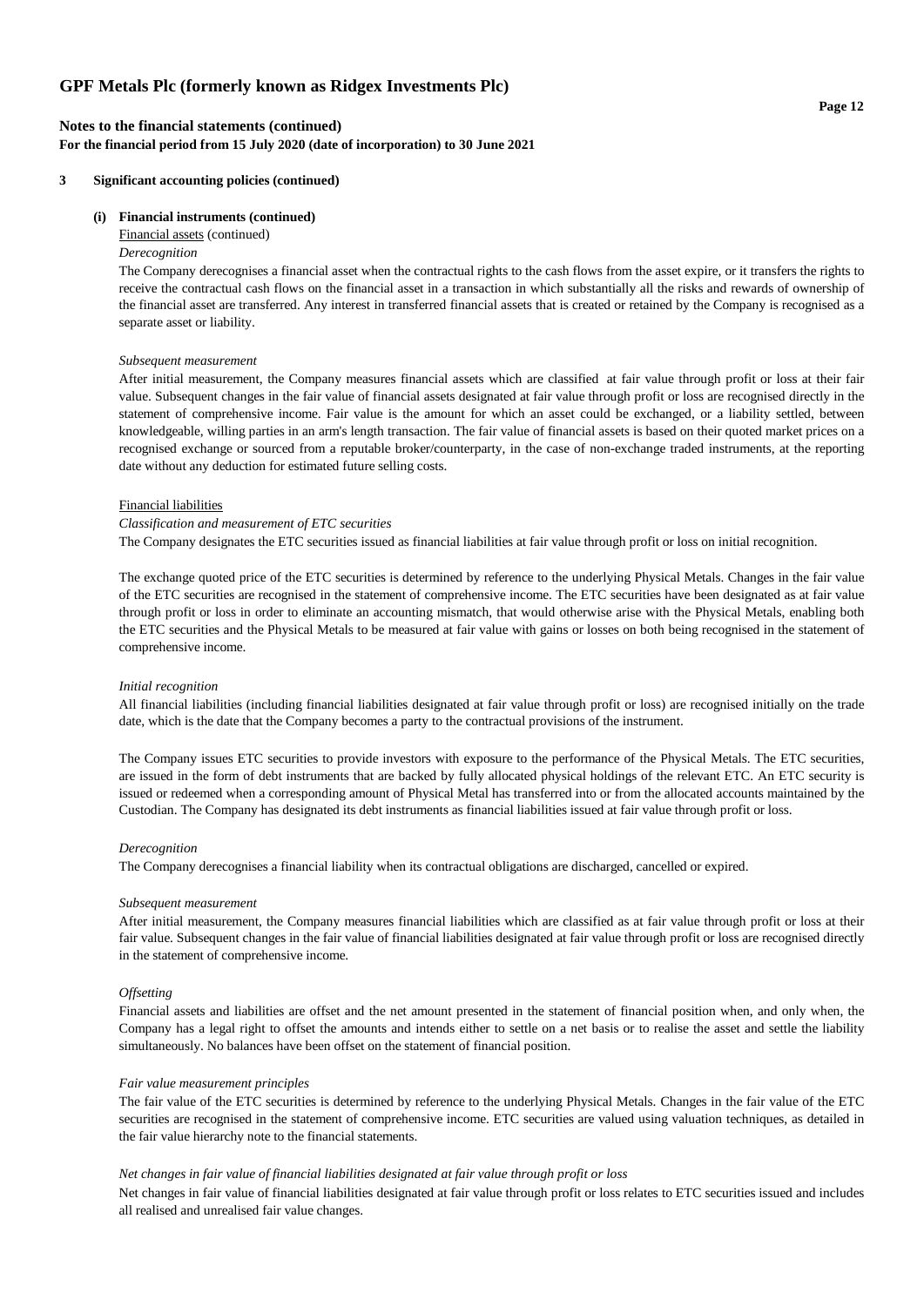## 3 Significant accounting policies (continued)

### (i) Financial instruments (continued)

Financial assets (continued)

*Derecognition*

The Company derecognises a financial asset when the contractual rights to the cash flows from the asset expire, or it transfers the rights to receive the contractual cash flows on the financial asset in a transaction in which substantially all the risks and rewards of ownership of the financial asset are transferred. Any interest in transferred financial assets that is created or retained by the Company is recognised as a separate asset or liability.

*Subsequent measurement*

After initial measurement, the Company measures financial assets which are classified at fair value through profit or loss at their fair value. Subsequent changes in the fair value of financial assets designated at fair value through profit or loss are recognised directly in the statement of comprehensive income. Fair value is the amount for which an asset could be exchanged, or a liability settled, between knowledgeable, willing parties in an arm's length transaction. The fair value of financial assets is based on their quoted market prices on a recognised exchange or sourced from a reputable broker/counterparty, in the case of non-exchange traded instruments, at the reporting date without any deduction for estimated future selling costs.

Financial liabilities

*Classification and measurement of ETC securities*

The Company designates the ETC securities issued as financial liabilities at fair value through profit or loss on initial recognition.

The exchange quoted price of the ETC securities is determined by reference to the underlying Physical Metals. Changes in the fair value of the ETC securities are recognised in the statement of comprehensive income. The ETC securities have been designated as at fair value through profit or loss in order to eliminate an accounting mismatch, that would otherwise arise with the Physical Metals, enabling both the ETC securities and the Physical Metals to be measured at fair value with gains or losses on both being recognised in the statement of comprehensive income.

*Initial recognition*

All financial liabilities (including financial liabilities designated at fair value through profit or loss) are recognised initially on the trade date, which is the date that the Company becomes a party to the contractual provisions of the instrument.

The Company issues ETC securities to provide investors with exposure to the performance of the Physical Metals. The ETC securities, are issued in the form of debt instruments that are backed by fully allocated physical holdings of the relevant ETC. An ETC security is issued or redeemed when a corresponding amount of Physical Metal has transferred into or from the allocated accounts maintained by the Custodian. The Company has designated its debt instruments as financial liabilities issued at fair value through profit or loss.

*Derecognition*

The Company derecognises a financial liability when its contractual obligations are discharged, cancelled or expired.

*Subsequent measurement*

After initial measurement, the Company measures financial liabilities which are classified as at fair value through profit or loss at their fair value. Subsequent changes in the fair value of financial liabilities designated at fair value through profit or loss are recognised directly in the statement of comprehensive income.

*Offsetting*

Financial assets and liabilities are offset and the net amount presented in the statement of financial position when, and only when, the Company has a legal right to offset the amounts and intends either to settle on a net basis or to realise the asset and settle the liability simultaneously. No balances have been offset on the statement of financial position.

*Fair value measurement principles*

The fair value of the ETC securities is determined by reference to the underlying Physical Metals. Changes in the fair value of the ETC securities are recognised in the statement of comprehensive income. ETC securities are valued using valuation techniques, as detailed in the fair value hierarchy note to the financial statements.

*Net changes in fair value of financial liabilities designated at fair value through profit or loss*

Net changes in fair value of financial liabilities designated at fair value through profit or loss relates to ETC securities issued and includes all realised and unrealised fair value changes.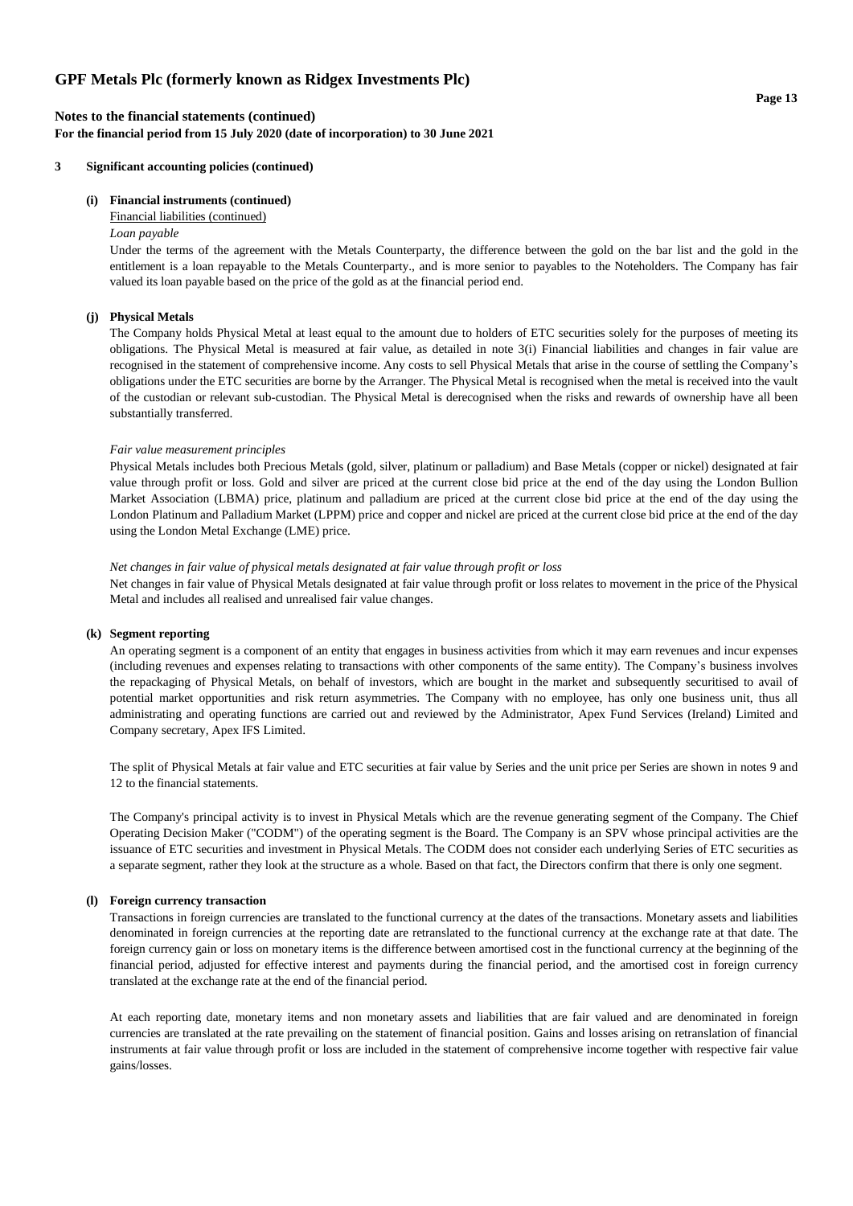**Notes to the financial statements (continued)**
**For the financial period from 15 July 2020 (date of incorporation) to 30 June 2021**

**3 Significant accounting policies (continued)**

**(i) Financial instruments (continued)**

Financial liabilities (continued)

*Loan payable*

Under the terms of the agreement with the Metals Counterparty, the difference between the gold on the bar list and the gold in the entitlement is a loan repayable to the Metals Counterparty., and is more senior to payables to the Noteholders. The Company has fair valued its loan payable based on the price of the gold as at the financial period end.

**(j) Physical Metals**

The Company holds Physical Metal at least equal to the amount due to holders of ETC securities solely for the purposes of meeting its obligations. The Physical Metal is measured at fair value, as detailed in note 3(i) Financial liabilities and changes in fair value are recognised in the statement of comprehensive income. Any costs to sell Physical Metals that arise in the course of settling the Company's obligations under the ETC securities are borne by the Arranger. The Physical Metal is recognised when the metal is received into the vault of the custodian or relevant sub-custodian. The Physical Metal is derecognised when the risks and rewards of ownership have all been substantially transferred.

*Fair value measurement principles*

Physical Metals includes both Precious Metals (gold, silver, platinum or palladium) and Base Metals (copper or nickel) designated at fair value through profit or loss. Gold and silver are priced at the current close bid price at the end of the day using the London Bullion Market Association (LBMA) price, platinum and palladium are priced at the current close bid price at the end of the day using the London Platinum and Palladium Market (LPPM) price and copper and nickel are priced at the current close bid price at the end of the day using the London Metal Exchange (LME) price.

*Net changes in fair value of physical metals designated at fair value through profit or loss*

Net changes in fair value of Physical Metals designated at fair value through profit or loss relates to movement in the price of the Physical Metal and includes all realised and unrealised fair value changes.

**(k) Segment reporting**

An operating segment is a component of an entity that engages in business activities from which it may earn revenues and incur expenses (including revenues and expenses relating to transactions with other components of the same entity). The Company's business involves the repackaging of Physical Metals, on behalf of investors, which are bought in the market and subsequently securitised to avail of potential market opportunities and risk return asymmetries. The Company with no employee, has only one business unit, thus all administrating and operating functions are carried out and reviewed by the Administrator, Apex Fund Services (Ireland) Limited and Company secretary, Apex IFS Limited.

The split of Physical Metals at fair value and ETC securities at fair value by Series and the unit price per Series are shown in notes 9 and 12 to the financial statements.

The Company's principal activity is to invest in Physical Metals which are the revenue generating segment of the Company. The Chief Operating Decision Maker ("CODM") of the operating segment is the Board. The Company is an SPV whose principal activities are the issuance of ETC securities and investment in Physical Metals. The CODM does not consider each underlying Series of ETC securities as a separate segment, rather they look at the structure as a whole. Based on that fact, the Directors confirm that there is only one segment.

**(l) Foreign currency transaction**

Transactions in foreign currencies are translated to the functional currency at the dates of the transactions. Monetary assets and liabilities denominated in foreign currencies at the reporting date are retranslated to the functional currency at the exchange rate at that date. The foreign currency gain or loss on monetary items is the difference between amortised cost in the functional currency at the beginning of the financial period, adjusted for effective interest and payments during the financial period, and the amortised cost in foreign currency translated at the exchange rate at the end of the financial period.

At each reporting date, monetary items and non monetary assets and liabilities that are fair valued and are denominated in foreign currencies are translated at the rate prevailing on the statement of financial position. Gains and losses arising on retranslation of financial instruments at fair value through profit or loss are included in the statement of comprehensive income together with respective fair value gains/losses.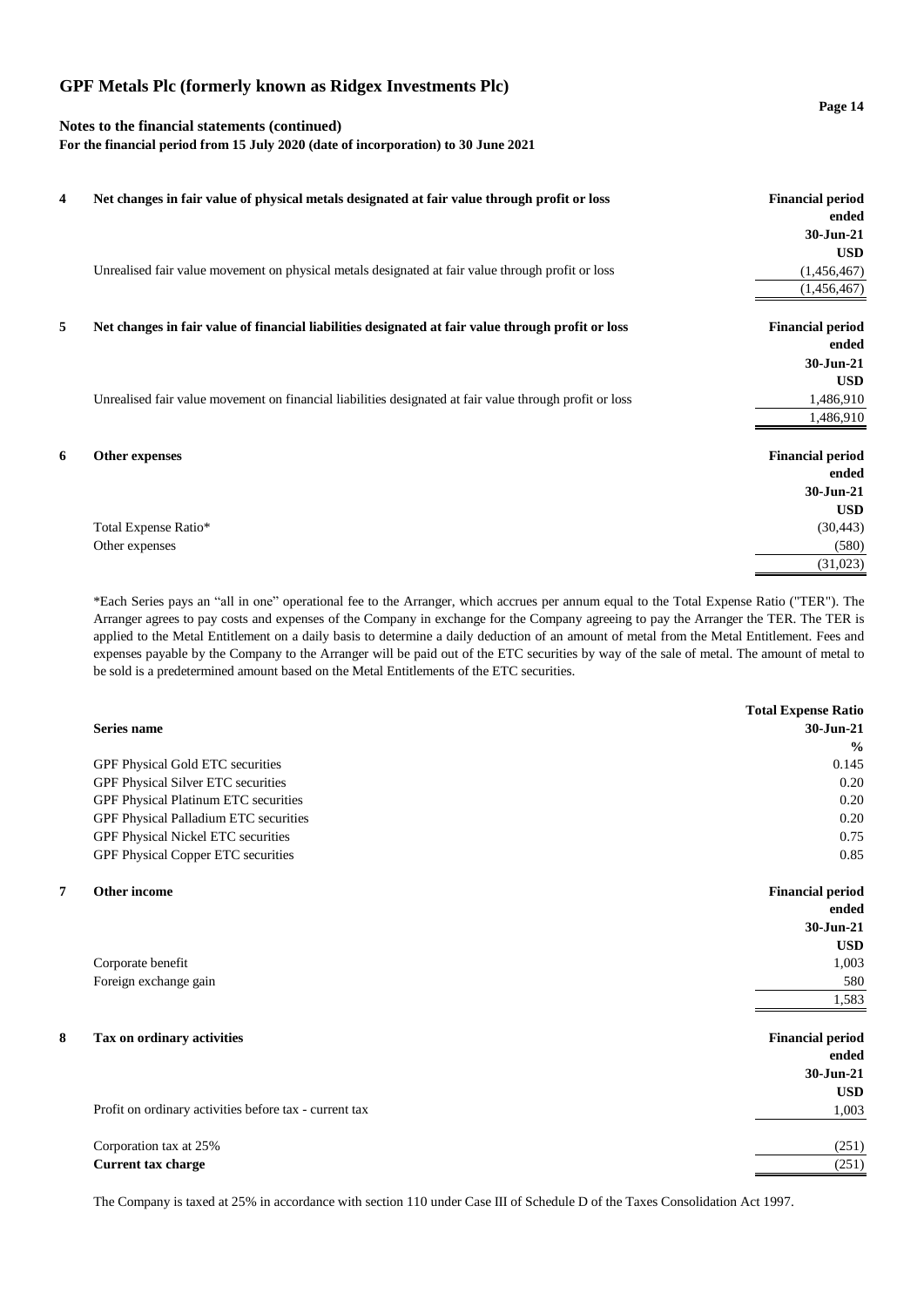# GPF Metals Plc (formerly known as Ridgex Investments Plc)

**Notes to the financial statements (continued)**
**For the financial period from 15 July 2020 (date of incorporation) to 30 June 2021**

## 4 Net changes in fair value of physical metals designated at fair value through profit or loss

| | Financial period ended 30-Jun-21 USD |
|---|---|
| Unrealised fair value movement on physical metals designated at fair value through profit or loss | (1,456,467) |
| | (1,456,467) |

## 5 Net changes in fair value of financial liabilities designated at fair value through profit or loss

| | Financial period ended 30-Jun-21 USD |
|---|---|
| Unrealised fair value movement on financial liabilities designated at fair value through profit or loss | 1,486,910 |
| | 1,486,910 |

## 6 Other expenses

| | Financial period ended 30-Jun-21 USD |
|---|---|
| Total Expense Ratio* | (30,443) |
| Other expenses | (580) |
| | (31,023) |

*Each Series pays an "all in one" operational fee to the Arranger, which accrues per annum equal to the Total Expense Ratio ("TER"). The Arranger agrees to pay costs and expenses of the Company in exchange for the Company agreeing to pay the Arranger the TER. The TER is applied to the Metal Entitlement on a daily basis to determine a daily deduction of an amount of metal from the Metal Entitlement. Fees and expenses payable by the Company to the Arranger will be paid out of the ETC securities by way of the sale of metal. The amount of metal to be sold is a predetermined amount based on the Metal Entitlements of the ETC securities.

| Series name | Total Expense Ratio 30-Jun-21 % |
|---|---|
| GPF Physical Gold ETC securities | 0.145 |
| GPF Physical Silver ETC securities | 0.20 |
| GPF Physical Platinum ETC securities | 0.20 |
| GPF Physical Palladium ETC securities | 0.20 |
| GPF Physical Nickel ETC securities | 0.75 |
| GPF Physical Copper ETC securities | 0.85 |

## 7 Other income

| | Financial period ended 30-Jun-21 USD |
|---|---|
| Corporate benefit | 1,003 |
| Foreign exchange gain | 580 |
| | 1,583 |

## 8 Tax on ordinary activities

| | Financial period ended 30-Jun-21 USD |
|---|---|
| Profit on ordinary activities before tax - current tax | 1,003 |
| Corporation tax at 25% | (251) |
| **Current tax charge** | (251) |

The Company is taxed at 25% in accordance with section 110 under Case III of Schedule D of the Taxes Consolidation Act 1997.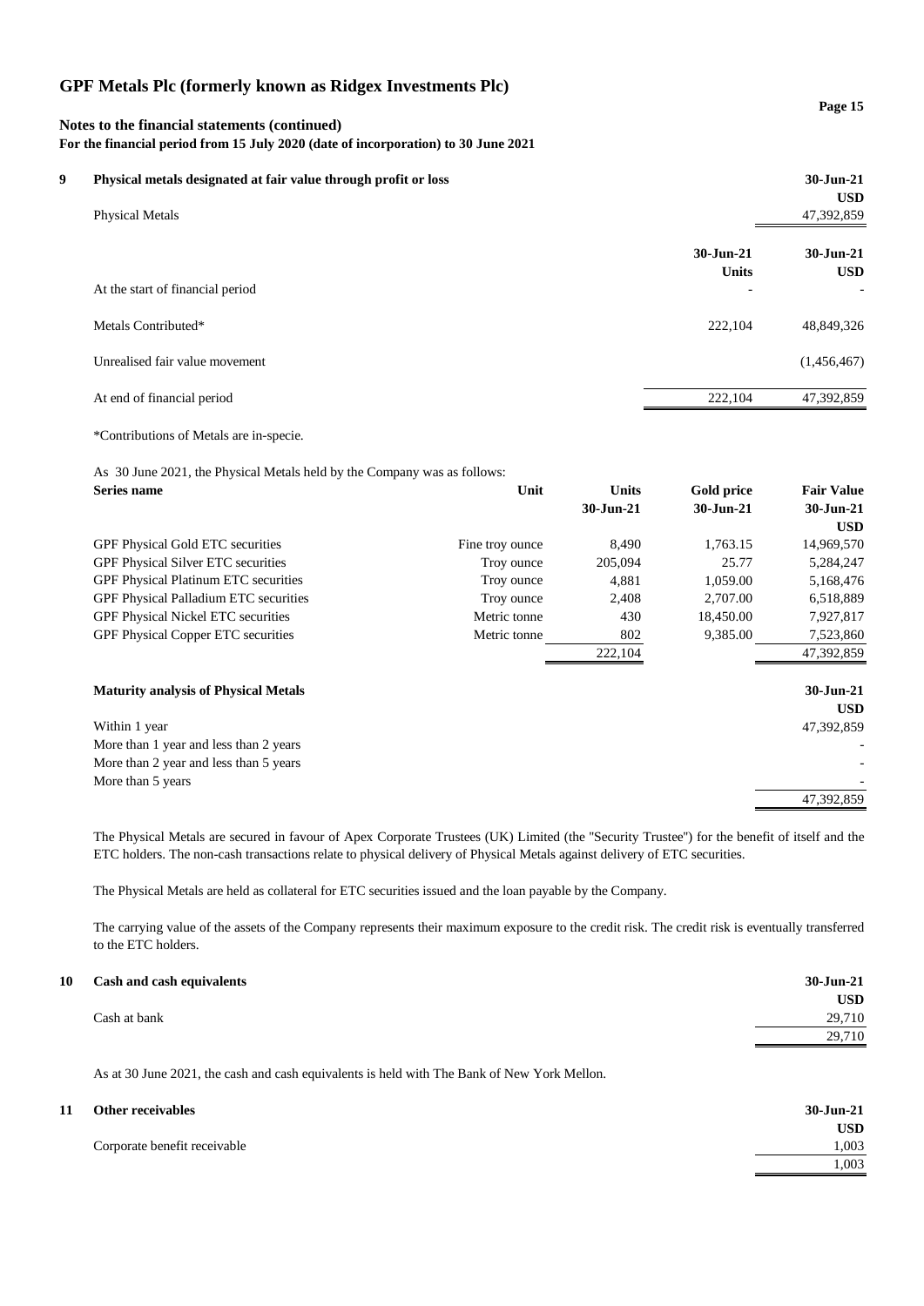## Notes to the financial statements (continued)

**For the financial period from 15 July 2020 (date of incorporation) to 30 June 2021**

### 9 Physical metals designated at fair value through profit or loss

| | 30-Jun-21 |
|---|---|
| | USD |
| Physical Metals | 47,392,859 |

| | 30-Jun-21 | 30-Jun-21 |
|---|---|---|
| | Units | USD |
| At the start of financial period | - | - |
| Metals Contributed* | 222,104 | 48,849,326 |
| Unrealised fair value movement | | (1,456,467) |
| At end of financial period | 222,104 | 47,392,859 |

*Contributions of Metals are in-specie.

As 30 June 2021, the Physical Metals held by the Company was as follows:

| Series name | Unit | Units 30-Jun-21 | Gold price 30-Jun-21 | Fair Value 30-Jun-21 USD |
|---|---|---|---|---|
| GPF Physical Gold ETC securities | Fine troy ounce | 8,490 | 1,763.15 | 14,969,570 |
| GPF Physical Silver ETC securities | Troy ounce | 205,094 | 25.77 | 5,284,247 |
| GPF Physical Platinum ETC securities | Troy ounce | 4,881 | 1,059.00 | 5,168,476 |
| GPF Physical Palladium ETC securities | Troy ounce | 2,408 | 2,707.00 | 6,518,889 |
| GPF Physical Nickel ETC securities | Metric tonne | 430 | 18,450.00 | 7,927,817 |
| GPF Physical Copper ETC securities | Metric tonne | 802 | 9,385.00 | 7,523,860 |
| | | 222,104 | | 47,392,859 |

**Maturity analysis of Physical Metals**

| | 30-Jun-21 |
|---|---|
| | USD |
| Within 1 year | 47,392,859 |
| More than 1 year and less than 2 years | - |
| More than 2 year and less than 5 years | - |
| More than 5 years | - |
| | 47,392,859 |

The Physical Metals are secured in favour of Apex Corporate Trustees (UK) Limited (the "Security Trustee") for the benefit of itself and the ETC holders. The non-cash transactions relate to physical delivery of Physical Metals against delivery of ETC securities.

The Physical Metals are held as collateral for ETC securities issued and the loan payable by the Company.

The carrying value of the assets of the Company represents their maximum exposure to the credit risk. The credit risk is eventually transferred to the ETC holders.

### 10 Cash and cash equivalents

| | 30-Jun-21 |
|---|---|
| | USD |
| Cash at bank | 29,710 |
| | 29,710 |

As at 30 June 2021, the cash and cash equivalents is held with The Bank of New York Mellon.

### 11 Other receivables

| | 30-Jun-21 |
|---|---|
| | USD |
| Corporate benefit receivable | 1,003 |
| | 1,003 |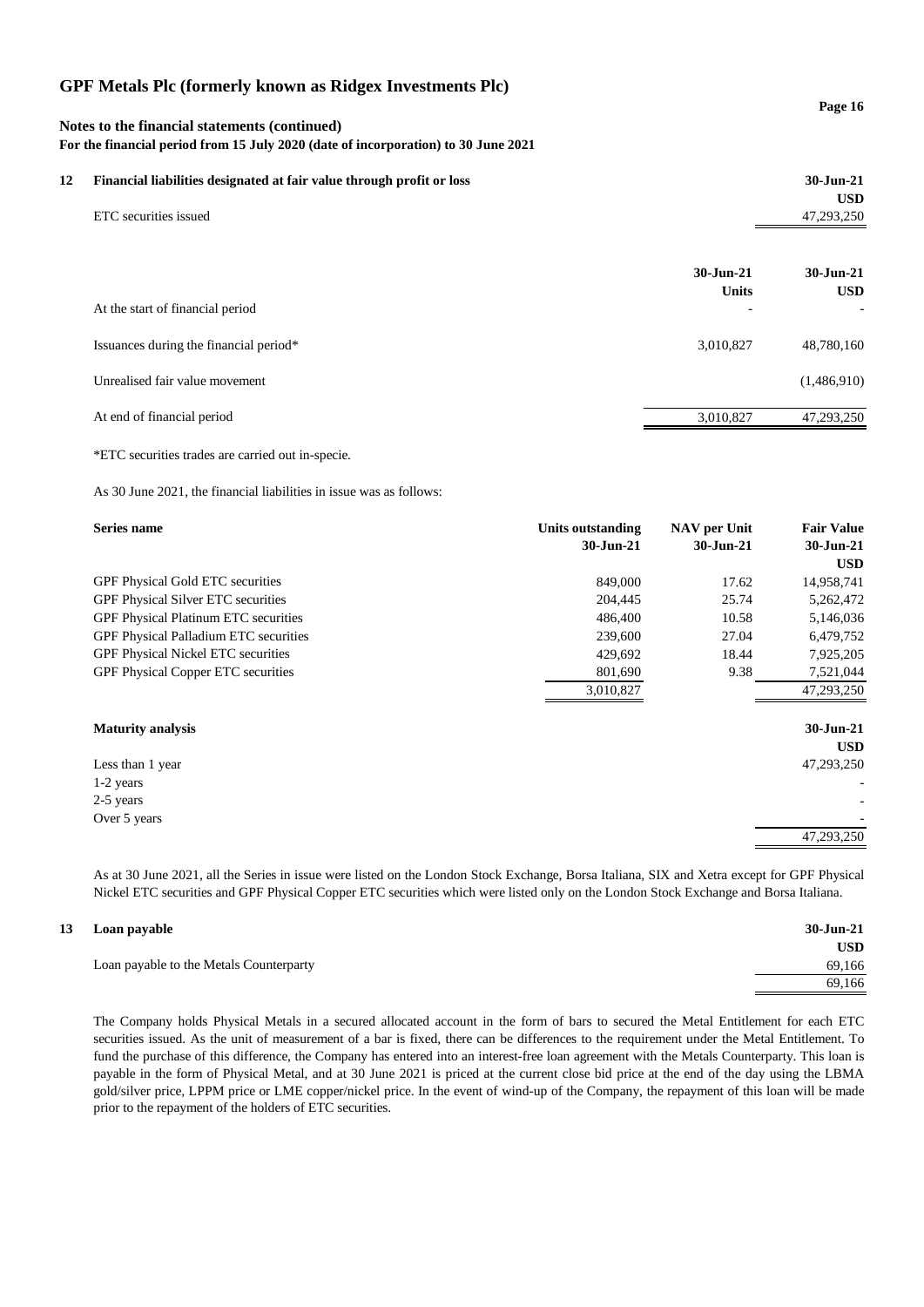# GPF Metals Plc (formerly known as Ridgex Investments Plc)

**Notes to the financial statements (continued)**
**For the financial period from 15 July 2020 (date of incorporation) to 30 June 2021**

## 12 Financial liabilities designated at fair value through profit or loss

| | 30-Jun-21 |
|---|---|
| | USD |
| ETC securities issued | 47,293,250 |

| | 30-Jun-21 | 30-Jun-21 |
|---|---|---|
| | Units | USD |
| At the start of financial period | - | - |
| Issuances during the financial period* | 3,010,827 | 48,780,160 |
| Unrealised fair value movement | | (1,486,910) |
| At end of financial period | 3,010,827 | 47,293,250 |

*ETC securities trades are carried out in-specie.

As 30 June 2021, the financial liabilities in issue was as follows:

| Series name | Units outstanding 30-Jun-21 | NAV per Unit 30-Jun-21 | Fair Value 30-Jun-21 USD |
|---|---|---|---|
| GPF Physical Gold ETC securities | 849,000 | 17.62 | 14,958,741 |
| GPF Physical Silver ETC securities | 204,445 | 25.74 | 5,262,472 |
| GPF Physical Platinum ETC securities | 486,400 | 10.58 | 5,146,036 |
| GPF Physical Palladium ETC securities | 239,600 | 27.04 | 6,479,752 |
| GPF Physical Nickel ETC securities | 429,692 | 18.44 | 7,925,205 |
| GPF Physical Copper ETC securities | 801,690 | 9.38 | 7,521,044 |
| | 3,010,827 | | 47,293,250 |

| Maturity analysis | 30-Jun-21 |
|---|---|
| | USD |
| Less than 1 year | 47,293,250 |
| 1-2 years | - |
| 2-5 years | - |
| Over 5 years | - |
| | 47,293,250 |

As at 30 June 2021, all the Series in issue were listed on the London Stock Exchange, Borsa Italiana, SIX and Xetra except for GPF Physical Nickel ETC securities and GPF Physical Copper ETC securities which were listed only on the London Stock Exchange and Borsa Italiana.

## 13 Loan payable

| | 30-Jun-21 |
|---|---|
| | USD |
| Loan payable to the Metals Counterparty | 69,166 |
| | 69,166 |

The Company holds Physical Metals in a secured allocated account in the form of bars to secured the Metal Entitlement for each ETC securities issued. As the unit of measurement of a bar is fixed, there can be differences to the requirement under the Metal Entitlement. To fund the purchase of this difference, the Company has entered into an interest-free loan agreement with the Metals Counterparty. This loan is payable in the form of Physical Metal, and at 30 June 2021 is priced at the current close bid price at the end of the day using the LBMA gold/silver price, LPPM price or LME copper/nickel price. In the event of wind-up of the Company, the repayment of this loan will be made prior to the repayment of the holders of ETC securities.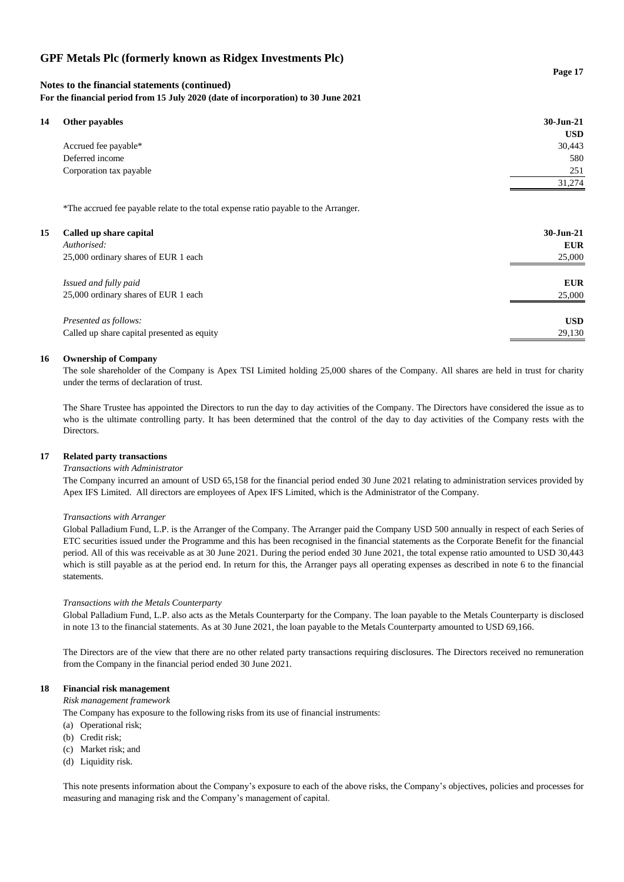## 14 Other payables

| | 30-Jun-21 |
|---|---|
| | USD |
| Accrued fee payable* | 30,443 |
| Deferred income | 580 |
| Corporation tax payable | 251 |
| | 31,274 |

*The accrued fee payable relate to the total expense ratio payable to the Arranger.

## 15 Called up share capital

| | 30-Jun-21 |
|---|---|
| *Authorised:* | EUR |
| 25,000 ordinary shares of EUR 1 each | 25,000 |
| *Issued and fully paid* | EUR |
| 25,000 ordinary shares of EUR 1 each | 25,000 |
| *Presented as follows:* | USD |
| Called up share capital presented as equity | 29,130 |

## 16 Ownership of Company

The sole shareholder of the Company is Apex TSI Limited holding 25,000 shares of the Company. All shares are held in trust for charity under the terms of declaration of trust.

The Share Trustee has appointed the Directors to run the day to day activities of the Company. The Directors have considered the issue as to who is the ultimate controlling party. It has been determined that the control of the day to day activities of the Company rests with the Directors.

## 17 Related party transactions

*Transactions with Administrator*

The Company incurred an amount of USD 65,158 for the financial period ended 30 June 2021 relating to administration services provided by Apex IFS Limited. All directors are employees of Apex IFS Limited, which is the Administrator of the Company.

*Transactions with Arranger*

Global Palladium Fund, L.P. is the Arranger of the Company. The Arranger paid the Company USD 500 annually in respect of each Series of ETC securities issued under the Programme and this has been recognised in the financial statements as the Corporate Benefit for the financial period. All of this was receivable as at 30 June 2021. During the period ended 30 June 2021, the total expense ratio amounted to USD 30,443 which is still payable as at the period end. In return for this, the Arranger pays all operating expenses as described in note 6 to the financial statements.

*Transactions with the Metals Counterparty*

Global Palladium Fund, L.P. also acts as the Metals Counterparty for the Company. The loan payable to the Metals Counterparty is disclosed in note 13 to the financial statements. As at 30 June 2021, the loan payable to the Metals Counterparty amounted to USD 69,166.

The Directors are of the view that there are no other related party transactions requiring disclosures. The Directors received no remuneration from the Company in the financial period ended 30 June 2021.

## 18 Financial risk management

*Risk management framework*

The Company has exposure to the following risks from its use of financial instruments:

(a) Operational risk;
(b) Credit risk;
(c) Market risk; and
(d) Liquidity risk.

This note presents information about the Company's exposure to each of the above risks, the Company's objectives, policies and processes for measuring and managing risk and the Company's management of capital.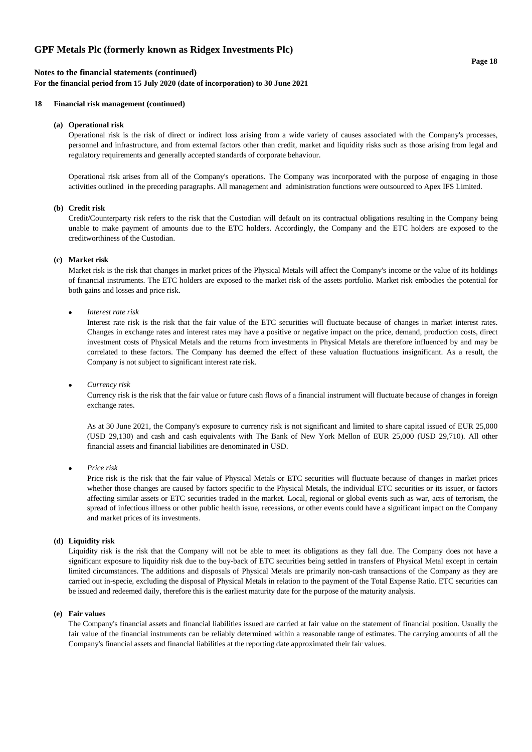## 18 Financial risk management (continued)

### (a) Operational risk

Operational risk is the risk of direct or indirect loss arising from a wide variety of causes associated with the Company's processes, personnel and infrastructure, and from external factors other than credit, market and liquidity risks such as those arising from legal and regulatory requirements and generally accepted standards of corporate behaviour.

Operational risk arises from all of the Company's operations. The Company was incorporated with the purpose of engaging in those activities outlined in the preceding paragraphs. All management and administration functions were outsourced to Apex IFS Limited.

### (b) Credit risk

Credit/Counterparty risk refers to the risk that the Custodian will default on its contractual obligations resulting in the Company being unable to make payment of amounts due to the ETC holders. Accordingly, the Company and the ETC holders are exposed to the creditworthiness of the Custodian.

### (c) Market risk

Market risk is the risk that changes in market prices of the Physical Metals will affect the Company's income or the value of its holdings of financial instruments. The ETC holders are exposed to the market risk of the assets portfolio. Market risk embodies the potential for both gains and losses and price risk.

- *Interest rate risk*

  Interest rate risk is the risk that the fair value of the ETC securities will fluctuate because of changes in market interest rates. Changes in exchange rates and interest rates may have a positive or negative impact on the price, demand, production costs, direct investment costs of Physical Metals and the returns from investments in Physical Metals are therefore influenced by and may be correlated to these factors. The Company has deemed the effect of these valuation fluctuations insignificant. As a result, the Company is not subject to significant interest rate risk.

- *Currency risk*

  Currency risk is the risk that the fair value or future cash flows of a financial instrument will fluctuate because of changes in foreign exchange rates.

  As at 30 June 2021, the Company's exposure to currency risk is not significant and limited to share capital issued of EUR 25,000 (USD 29,130) and cash and cash equivalents with The Bank of New York Mellon of EUR 25,000 (USD 29,710). All other financial assets and financial liabilities are denominated in USD.

- *Price risk*

  Price risk is the risk that the fair value of Physical Metals or ETC securities will fluctuate because of changes in market prices whether those changes are caused by factors specific to the Physical Metals, the individual ETC securities or its issuer, or factors affecting similar assets or ETC securities traded in the market. Local, regional or global events such as war, acts of terrorism, the spread of infectious illness or other public health issue, recessions, or other events could have a significant impact on the Company and market prices of its investments.

### (d) Liquidity risk

Liquidity risk is the risk that the Company will not be able to meet its obligations as they fall due. The Company does not have a significant exposure to liquidity risk due to the buy-back of ETC securities being settled in transfers of Physical Metal except in certain limited circumstances. The additions and disposals of Physical Metals are primarily non-cash transactions of the Company as they are carried out in-specie, excluding the disposal of Physical Metals in relation to the payment of the Total Expense Ratio. ETC securities can be issued and redeemed daily, therefore this is the earliest maturity date for the purpose of the maturity analysis.

### (e) Fair values

The Company's financial assets and financial liabilities issued are carried at fair value on the statement of financial position. Usually the fair value of the financial instruments can be reliably determined within a reasonable range of estimates. The carrying amounts of all the Company's financial assets and financial liabilities at the reporting date approximated their fair values.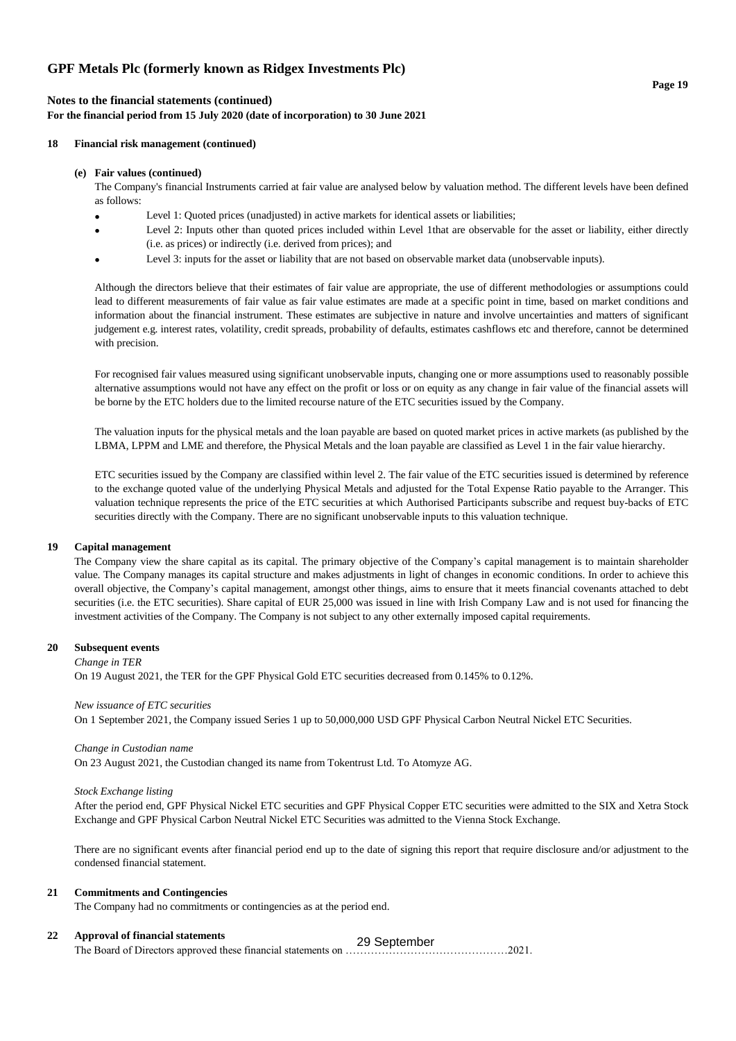**18 Financial risk management (continued)**

**(e) Fair values (continued)**

The Company's financial Instruments carried at fair value are analysed below by valuation method. The different levels have been defined as follows:

- Level 1: Quoted prices (unadjusted) in active markets for identical assets or liabilities;
- Level 2: Inputs other than quoted prices included within Level 1that are observable for the asset or liability, either directly (i.e. as prices) or indirectly (i.e. derived from prices); and
- Level 3: inputs for the asset or liability that are not based on observable market data (unobservable inputs).

Although the directors believe that their estimates of fair value are appropriate, the use of different methodologies or assumptions could lead to different measurements of fair value as fair value estimates are made at a specific point in time, based on market conditions and information about the financial instrument. These estimates are subjective in nature and involve uncertainties and matters of significant judgement e.g. interest rates, volatility, credit spreads, probability of defaults, estimates cashflows etc and therefore, cannot be determined with precision.

For recognised fair values measured using significant unobservable inputs, changing one or more assumptions used to reasonably possible alternative assumptions would not have any effect on the profit or loss or on equity as any change in fair value of the financial assets will be borne by the ETC holders due to the limited recourse nature of the ETC securities issued by the Company.

The valuation inputs for the physical metals and the loan payable are based on quoted market prices in active markets (as published by the LBMA, LPPM and LME and therefore, the Physical Metals and the loan payable are classified as Level 1 in the fair value hierarchy.

ETC securities issued by the Company are classified within level 2. The fair value of the ETC securities issued is determined by reference to the exchange quoted value of the underlying Physical Metals and adjusted for the Total Expense Ratio payable to the Arranger. This valuation technique represents the price of the ETC securities at which Authorised Participants subscribe and request buy-backs of ETC securities directly with the Company. There are no significant unobservable inputs to this valuation technique.

**19 Capital management**

The Company view the share capital as its capital. The primary objective of the Company's capital management is to maintain shareholder value. The Company manages its capital structure and makes adjustments in light of changes in economic conditions. In order to achieve this overall objective, the Company's capital management, amongst other things, aims to ensure that it meets financial covenants attached to debt securities (i.e. the ETC securities). Share capital of EUR 25,000 was issued in line with Irish Company Law and is not used for financing the investment activities of the Company. The Company is not subject to any other externally imposed capital requirements.

**20 Subsequent events**

*Change in TER*

On 19 August 2021, the TER for the GPF Physical Gold ETC securities decreased from 0.145% to 0.12%.

*New issuance of ETC securities*

On 1 September 2021, the Company issued Series 1 up to 50,000,000 USD GPF Physical Carbon Neutral Nickel ETC Securities.

*Change in Custodian name*

On 23 August 2021, the Custodian changed its name from Tokentrust Ltd. To Atomyze AG.

*Stock Exchange listing*

After the period end, GPF Physical Nickel ETC securities and GPF Physical Copper ETC securities were admitted to the SIX and Xetra Stock Exchange and GPF Physical Carbon Neutral Nickel ETC Securities was admitted to the Vienna Stock Exchange.

There are no significant events after financial period end up to the date of signing this report that require disclosure and/or adjustment to the condensed financial statement.

**21 Commitments and Contingencies**

The Company had no commitments or contingencies as at the period end.

**22 Approval of financial statements**

The Board of Directors approved these financial statements on 29 September 2021.